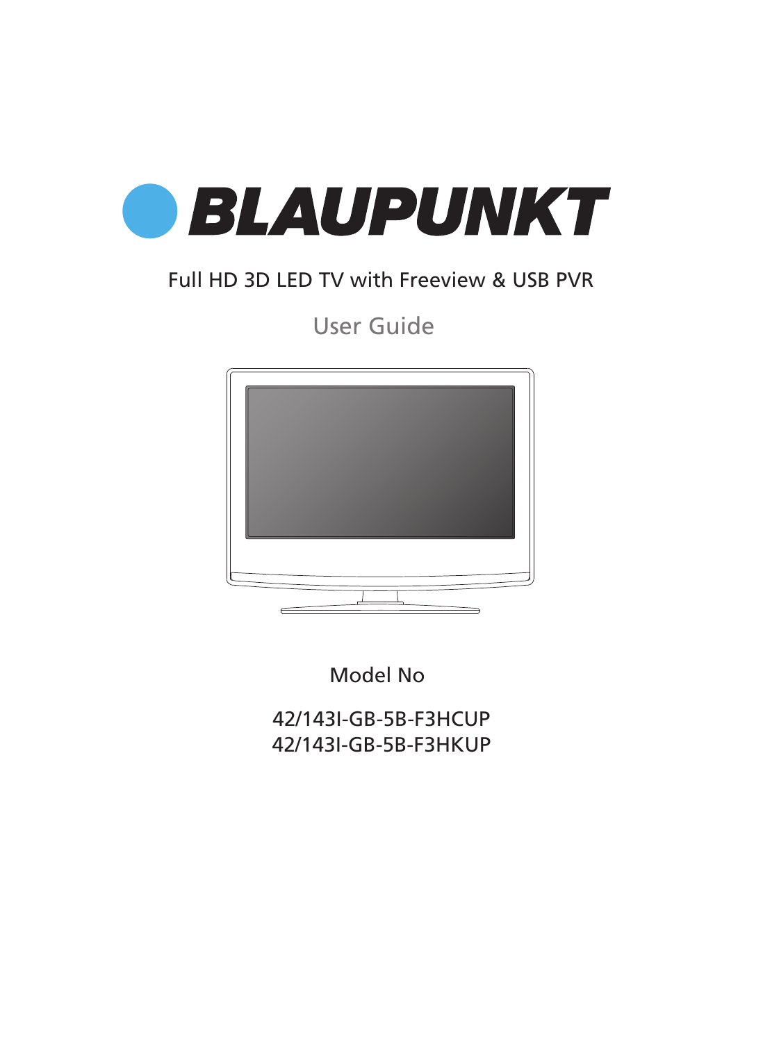# BLAUPUNKT

Full HD 3D LED TV with Freeview & USB PVR

## User Guide

Model No

42/143I-GB-5B-F3HCUP
42/143I-GB-5B-F3HKUP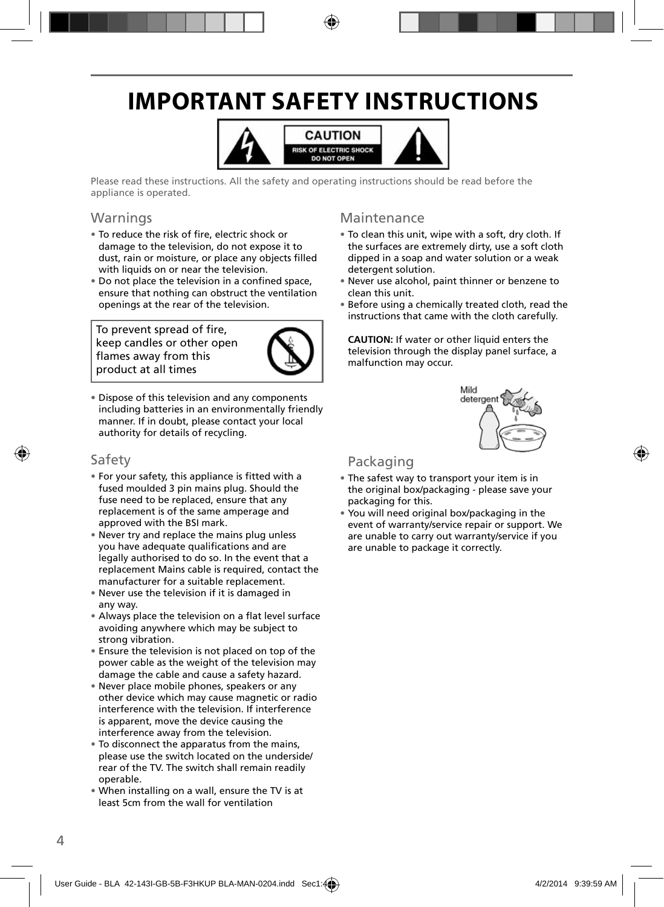# IMPORTANT SAFETY INSTRUCTIONS

CAUTION
RISK OF ELECTRIC SHOCK
DO NOT OPEN

Please read these instructions. All the safety and operating instructions should be read before the appliance is operated.

## Warnings

- To reduce the risk of fire, electric shock or damage to the television, do not expose it to dust, rain or moisture, or place any objects filled with liquids on or near the television.
- Do not place the television in a confined space, ensure that nothing can obstruct the ventilation openings at the rear of the television.

To prevent spread of fire, keep candles or other open flames away from this product at all times

- Dispose of this television and any components including batteries in an environmentally friendly manner. If in doubt, please contact your local authority for details of recycling.

## Safety

- For your safety, this appliance is fitted with a fused moulded 3 pin mains plug. Should the fuse need to be replaced, ensure that any replacement is of the same amperage and approved with the BSI mark.
- Never try and replace the mains plug unless you have adequate qualifications and are legally authorised to do so. In the event that a replacement Mains cable is required, contact the manufacturer for a suitable replacement.
- Never use the television if it is damaged in any way.
- Always place the television on a flat level surface avoiding anywhere which may be subject to strong vibration.
- Ensure the television is not placed on top of the power cable as the weight of the television may damage the cable and cause a safety hazard.
- Never place mobile phones, speakers or any other device which may cause magnetic or radio interference with the television. If interference is apparent, move the device causing the interference away from the television.
- To disconnect the apparatus from the mains, please use the switch located on the underside/ rear of the TV. The switch shall remain readily operable.
- When installing on a wall, ensure the TV is at least 5cm from the wall for ventilation

## Maintenance

- To clean this unit, wipe with a soft, dry cloth. If the surfaces are extremely dirty, use a soft cloth dipped in a soap and water solution or a weak detergent solution.
- Never use alcohol, paint thinner or benzene to clean this unit.
- Before using a chemically treated cloth, read the instructions that came with the cloth carefully.

**CAUTION:** If water or other liquid enters the television through the display panel surface, a malfunction may occur.

Mild detergent

## Packaging

- The safest way to transport your item is in the original box/packaging - please save your packaging for this.
- You will need original box/packaging in the event of warranty/service repair or support. We are unable to carry out warranty/service if you are unable to package it correctly.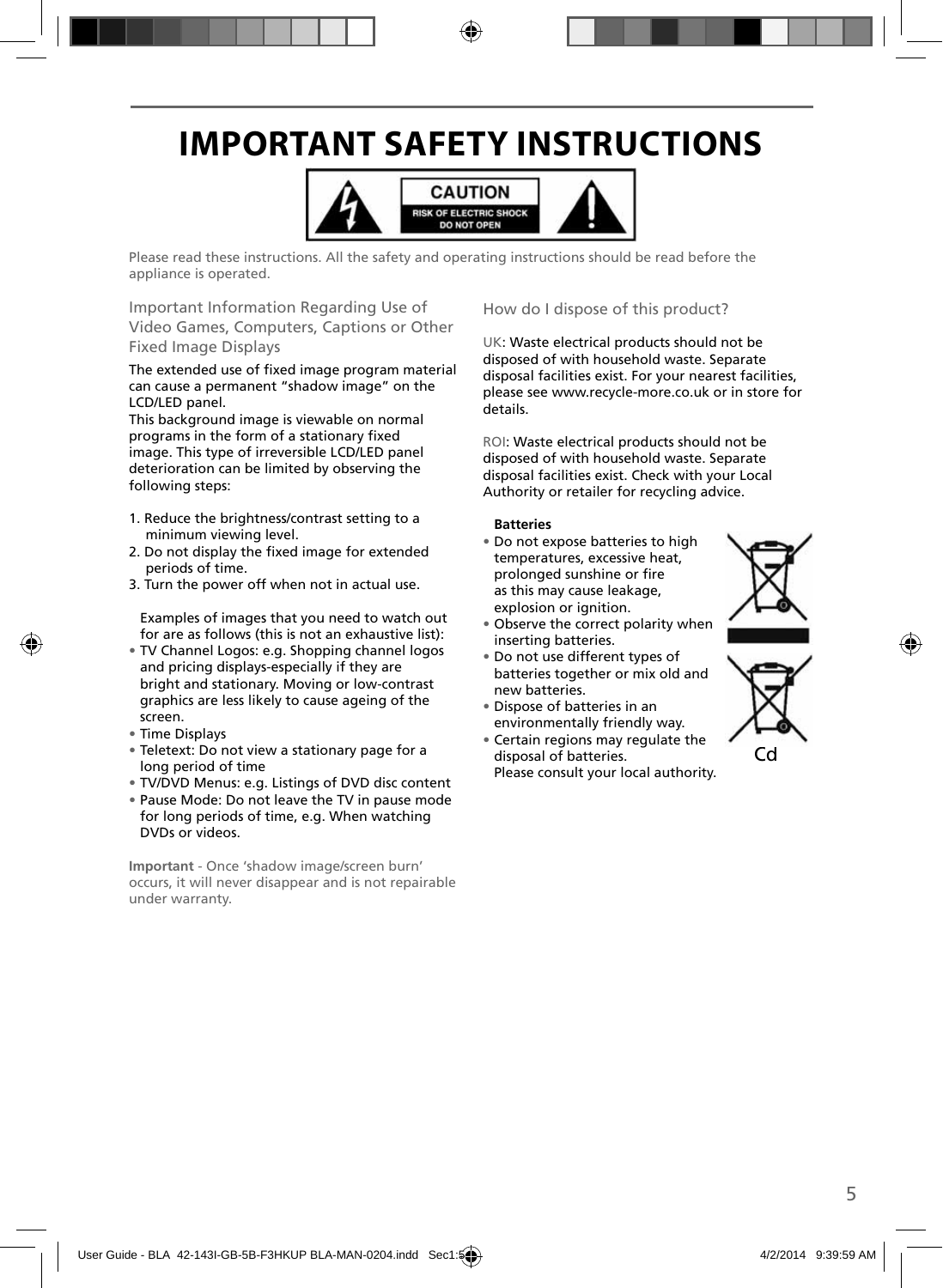# IMPORTANT SAFETY INSTRUCTIONS

CAUTION
RISK OF ELECTRIC SHOCK
DO NOT OPEN

Please read these instructions. All the safety and operating instructions should be read before the appliance is operated.

## Important Information Regarding Use of Video Games, Computers, Captions or Other Fixed Image Displays

The extended use of fixed image program material can cause a permanent "shadow image" on the LCD/LED panel.
This background image is viewable on normal programs in the form of a stationary fixed image. This type of irreversible LCD/LED panel deterioration can be limited by observing the following steps:

1. Reduce the brightness/contrast setting to a minimum viewing level.
2. Do not display the fixed image for extended periods of time.
3. Turn the power off when not in actual use.

Examples of images that you need to watch out for are as follows (this is not an exhaustive list):

- TV Channel Logos: e.g. Shopping channel logos and pricing displays-especially if they are bright and stationary. Moving or low-contrast graphics are less likely to cause ageing of the screen.
- Time Displays
- Teletext: Do not view a stationary page for a long period of time
- TV/DVD Menus: e.g. Listings of DVD disc content
- Pause Mode: Do not leave the TV in pause mode for long periods of time, e.g. When watching DVDs or videos.

**Important** - Once 'shadow image/screen burn' occurs, it will never disappear and is not repairable under warranty.

## How do I dispose of this product?

UK: Waste electrical products should not be disposed of with household waste. Separate disposal facilities exist. For your nearest facilities, please see www.recycle-more.co.uk or in store for details.

ROI: Waste electrical products should not be disposed of with household waste. Separate disposal facilities exist. Check with your Local Authority or retailer for recycling advice.

**Batteries**

- Do not expose batteries to high temperatures, excessive heat, prolonged sunshine or fire as this may cause leakage, explosion or ignition.
- Observe the correct polarity when inserting batteries.
- Do not use different types of batteries together or mix old and new batteries.
- Dispose of batteries in an environmentally friendly way.
- Certain regions may regulate the disposal of batteries. Please consult your local authority.

Cd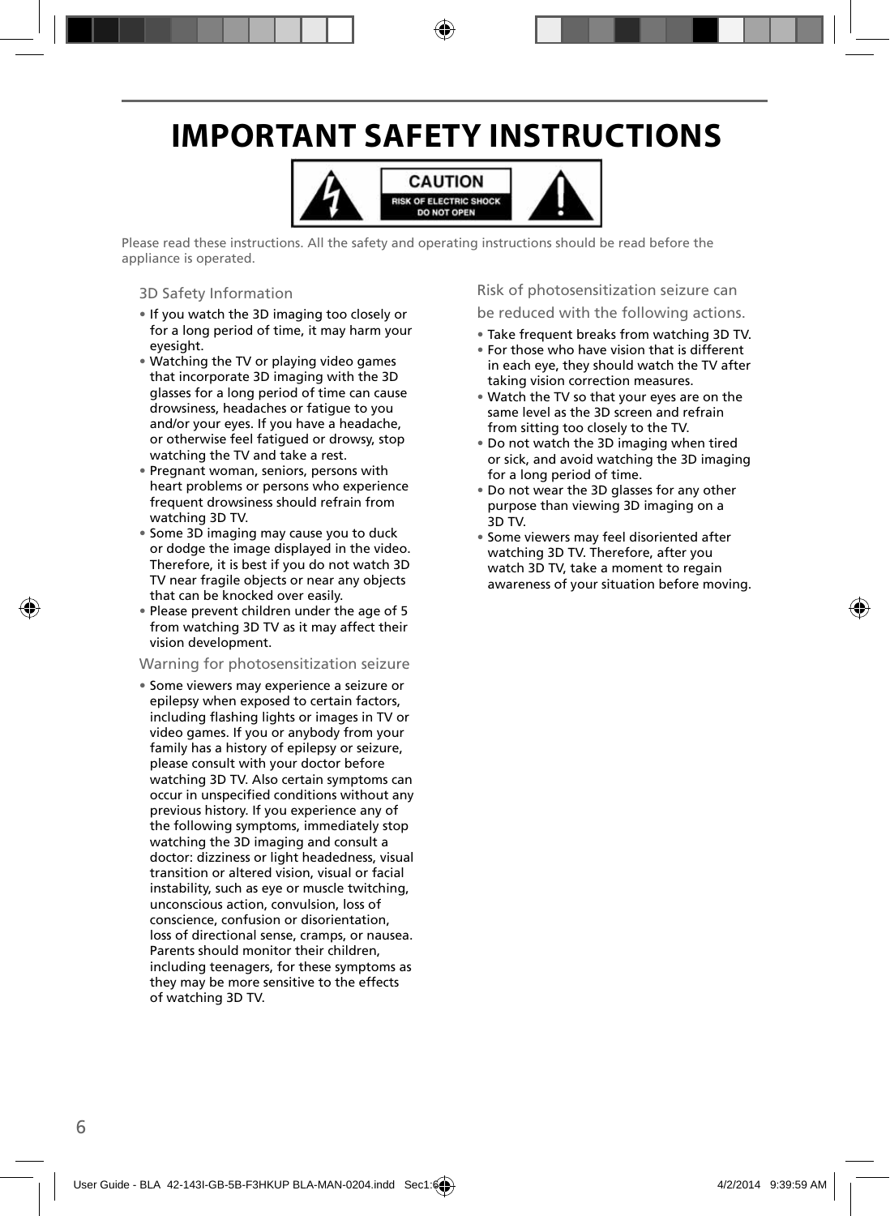# IMPORTANT SAFETY INSTRUCTIONS

CAUTION
RISK OF ELECTRIC SHOCK
DO NOT OPEN

Please read these instructions. All the safety and operating instructions should be read before the appliance is operated.

### 3D Safety Information

- If you watch the 3D imaging too closely or for a long period of time, it may harm your eyesight.
- Watching the TV or playing video games that incorporate 3D imaging with the 3D glasses for a long period of time can cause drowsiness, headaches or fatigue to you and/or your eyes. If you have a headache, or otherwise feel fatigued or drowsy, stop watching the TV and take a rest.
- Pregnant woman, seniors, persons with heart problems or persons who experience frequent drowsiness should refrain from watching 3D TV.
- Some 3D imaging may cause you to duck or dodge the image displayed in the video. Therefore, it is best if you do not watch 3D TV near fragile objects or near any objects that can be knocked over easily.
- Please prevent children under the age of 5 from watching 3D TV as it may affect their vision development.

### Warning for photosensitization seizure

- Some viewers may experience a seizure or epilepsy when exposed to certain factors, including flashing lights or images in TV or video games. If you or anybody from your family has a history of epilepsy or seizure, please consult with your doctor before watching 3D TV. Also certain symptoms can occur in unspecified conditions without any previous history. If you experience any of the following symptoms, immediately stop watching the 3D imaging and consult a doctor: dizziness or light headedness, visual transition or altered vision, visual or facial instability, such as eye or muscle twitching, unconscious action, convulsion, loss of conscience, confusion or disorientation, loss of directional sense, cramps, or nausea. Parents should monitor their children, including teenagers, for these symptoms as they may be more sensitive to the effects of watching 3D TV.

### Risk of photosensitization seizure can be reduced with the following actions.

- Take frequent breaks from watching 3D TV.
- For those who have vision that is different in each eye, they should watch the TV after taking vision correction measures.
- Watch the TV so that your eyes are on the same level as the 3D screen and refrain from sitting too closely to the TV.
- Do not watch the 3D imaging when tired or sick, and avoid watching the 3D imaging for a long period of time.
- Do not wear the 3D glasses for any other purpose than viewing 3D imaging on a 3D TV.
- Some viewers may feel disoriented after watching 3D TV. Therefore, after you watch 3D TV, take a moment to regain awareness of your situation before moving.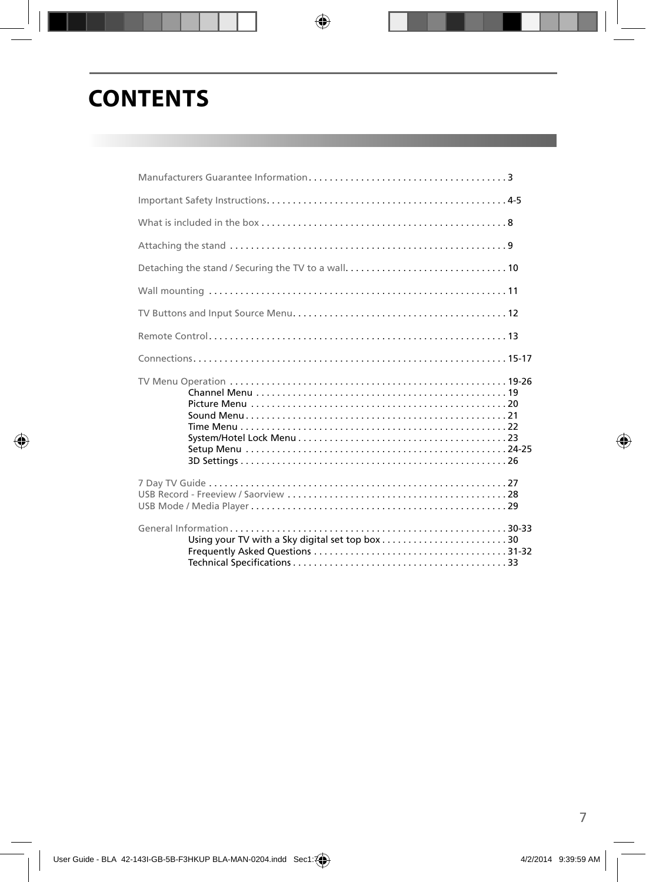# CONTENTS

Manufacturers Guarantee Information . . . . . . . . . . . . . . . . . . . . . . . . . . . . . . . . . . . . . . 3

Important Safety Instructions . . . . . . . . . . . . . . . . . . . . . . . . . . . . . . . . . . . . . . . . . . . . . 4-5

What is included in the box . . . . . . . . . . . . . . . . . . . . . . . . . . . . . . . . . . . . . . . . . . . . . . . 8

Attaching the stand . . . . . . . . . . . . . . . . . . . . . . . . . . . . . . . . . . . . . . . . . . . . . . . . . . . . . 9

Detaching the stand / Securing the TV to a wall . . . . . . . . . . . . . . . . . . . . . . . . . . . . . . . 10

Wall mounting . . . . . . . . . . . . . . . . . . . . . . . . . . . . . . . . . . . . . . . . . . . . . . . . . . . . . . . . . 11

TV Buttons and Input Source Menu . . . . . . . . . . . . . . . . . . . . . . . . . . . . . . . . . . . . . . . . . 12

Remote Control . . . . . . . . . . . . . . . . . . . . . . . . . . . . . . . . . . . . . . . . . . . . . . . . . . . . . . . . . 13

Connections . . . . . . . . . . . . . . . . . . . . . . . . . . . . . . . . . . . . . . . . . . . . . . . . . . . . . . . . . . . . 15-17

TV Menu Operation . . . . . . . . . . . . . . . . . . . . . . . . . . . . . . . . . . . . . . . . . . . . . . . . . . . . . 19-26
- Channel Menu . . . . . . . . . . . . . . . . . . . . . . . . . . . . . . . . . . . . . . . . . . . . . . . . . 19
- Picture Menu . . . . . . . . . . . . . . . . . . . . . . . . . . . . . . . . . . . . . . . . . . . . . . . . . . 20
- Sound Menu . . . . . . . . . . . . . . . . . . . . . . . . . . . . . . . . . . . . . . . . . . . . . . . . . . . 21
- Time Menu . . . . . . . . . . . . . . . . . . . . . . . . . . . . . . . . . . . . . . . . . . . . . . . . . . . . 22
- System/Hotel Lock Menu . . . . . . . . . . . . . . . . . . . . . . . . . . . . . . . . . . . . . . . . . 23
- Setup Menu . . . . . . . . . . . . . . . . . . . . . . . . . . . . . . . . . . . . . . . . . . . . . . . . . . . 24-25
- 3D Settings . . . . . . . . . . . . . . . . . . . . . . . . . . . . . . . . . . . . . . . . . . . . . . . . . . . 26

7 Day TV Guide . . . . . . . . . . . . . . . . . . . . . . . . . . . . . . . . . . . . . . . . . . . . . . . . . . . . . . . . . 27
USB Record - Freeview / Saorview . . . . . . . . . . . . . . . . . . . . . . . . . . . . . . . . . . . . . . . . . . 28
USB Mode / Media Player . . . . . . . . . . . . . . . . . . . . . . . . . . . . . . . . . . . . . . . . . . . . . . . . . 29

General Information . . . . . . . . . . . . . . . . . . . . . . . . . . . . . . . . . . . . . . . . . . . . . . . . . . . . . 30-33
- Using your TV with a Sky digital set top box . . . . . . . . . . . . . . . . . . . . . . . . 30
- Frequently Asked Questions . . . . . . . . . . . . . . . . . . . . . . . . . . . . . . . . . . . . . 31-32
- Technical Specifications . . . . . . . . . . . . . . . . . . . . . . . . . . . . . . . . . . . . . . . . . 33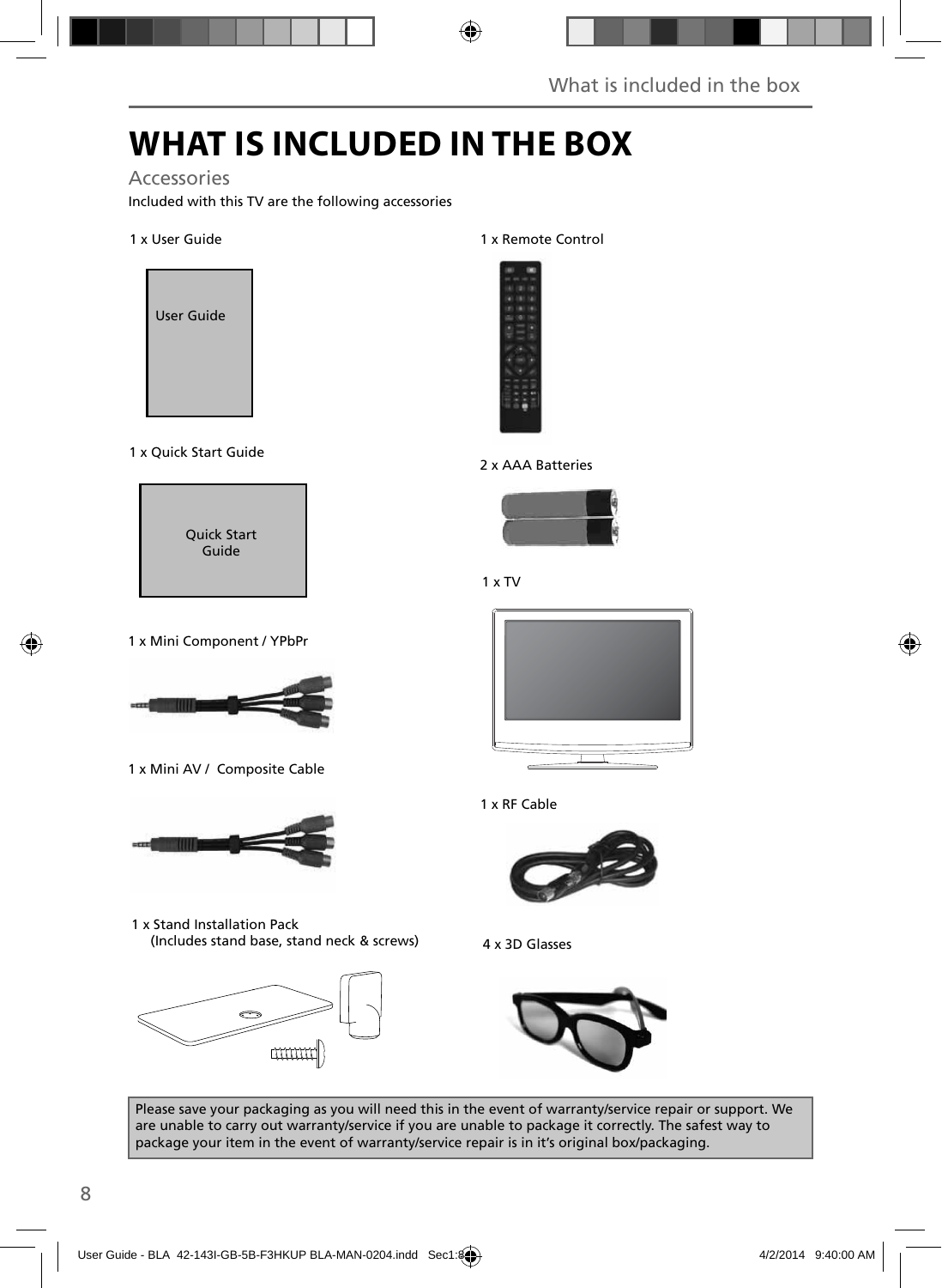# WHAT IS INCLUDED IN THE BOX

## Accessories

Included with this TV are the following accessories

1 x User Guide

User Guide

1 x Quick Start Guide

Quick Start Guide

1 x Mini Component / YPbPr

1 x Mini AV / Composite Cable

1 x Stand Installation Pack
(Includes stand base, stand neck & screws)

1 x Remote Control

2 x AAA Batteries

1 x TV

1 x RF Cable

4 x 3D Glasses

Please save your packaging as you will need this in the event of warranty/service repair or support. We are unable to carry out warranty/service if you are unable to package it correctly. The safest way to package your item in the event of warranty/service repair is in it's original box/packaging.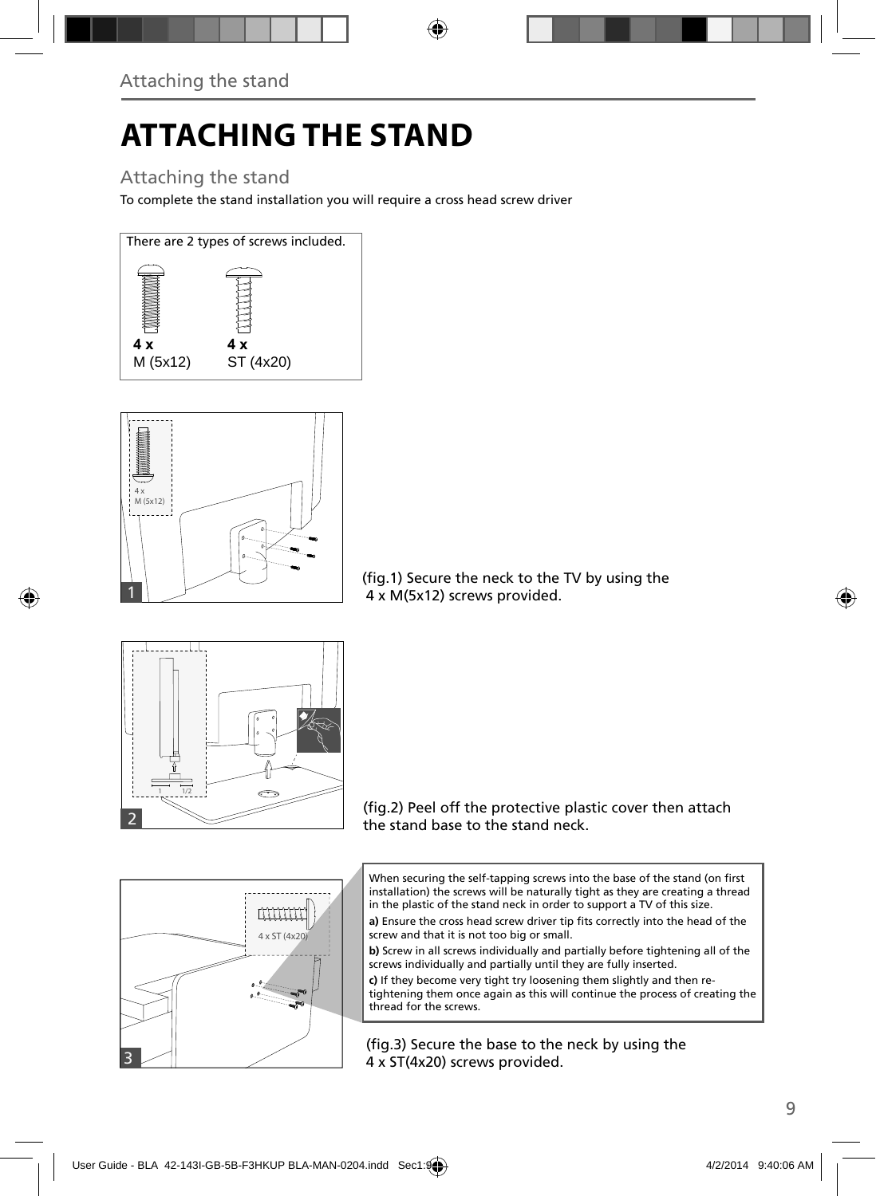# ATTACHING THE STAND

## Attaching the stand

To complete the stand installation you will require a cross head screw driver

There are 2 types of screws included.

**4 x** M (5x12)

**4 x** ST (4x20)

(fig.1) Secure the neck to the TV by using the 4 x M(5x12) screws provided.

(fig.2) Peel off the protective plastic cover then attach the stand base to the stand neck.

When securing the self-tapping screws into the base of the stand (on first installation) the screws will be naturally tight as they are creating a thread in the plastic of the stand neck in order to support a TV of this size.

**a)** Ensure the cross head screw driver tip fits correctly into the head of the screw and that it is not too big or small.

**b)** Screw in all screws individually and partially before tightening all of the screws individually and partially until they are fully inserted.

**c)** If they become very tight try loosening them slightly and then re-tightening them once again as this will continue the process of creating the thread for the screws.

(fig.3) Secure the base to the neck by using the 4 x ST(4x20) screws provided.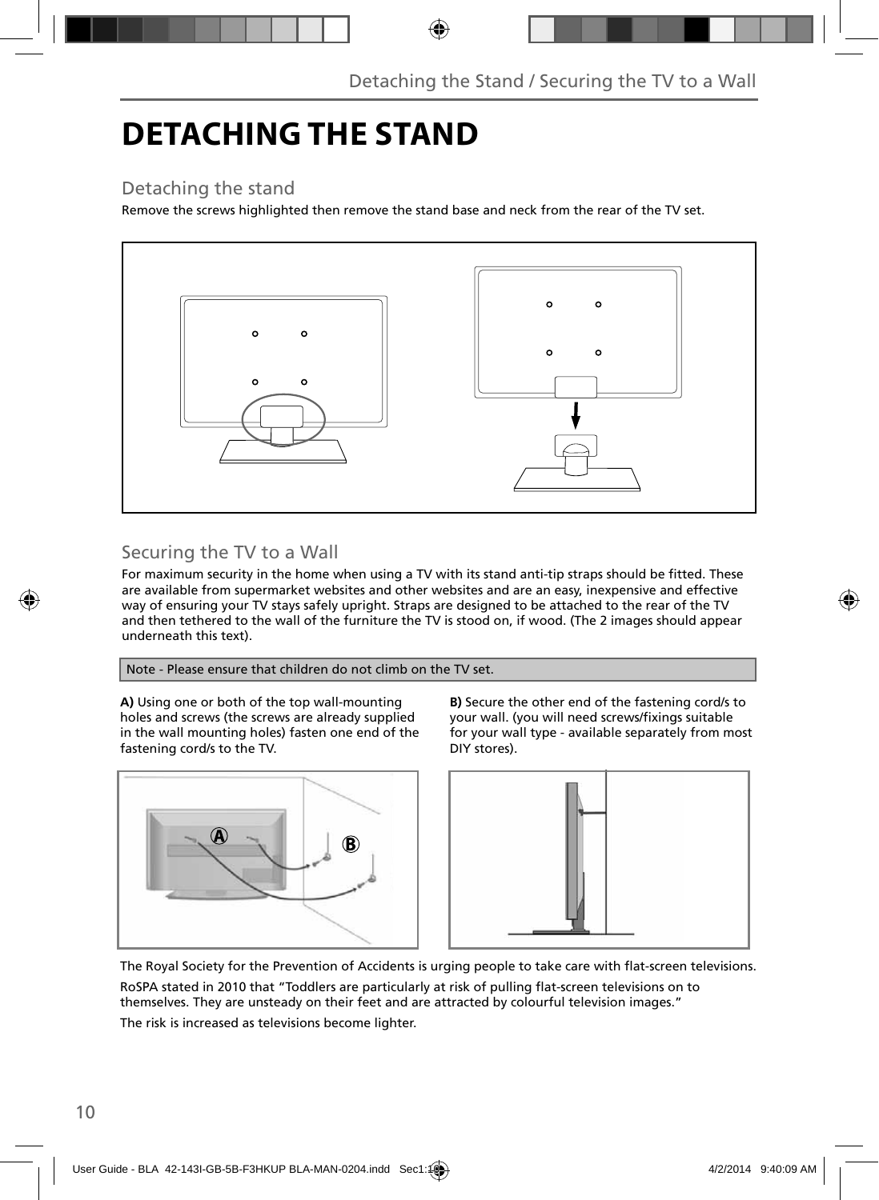# DETACHING THE STAND

## Detaching the stand

Remove the screws highlighted then remove the stand base and neck from the rear of the TV set.

## Securing the TV to a Wall

For maximum security in the home when using a TV with its stand anti-tip straps should be fitted. These are available from supermarket websites and other websites and are an easy, inexpensive and effective way of ensuring your TV stays safely upright. Straps are designed to be attached to the rear of the TV and then tethered to the wall of the furniture the TV is stood on, if wood. (The 2 images should appear underneath this text).

Note - Please ensure that children do not climb on the TV set.

**A)** Using one or both of the top wall-mounting holes and screws (the screws are already supplied in the wall mounting holes) fasten one end of the fastening cord/s to the TV.

**B)** Secure the other end of the fastening cord/s to your wall. (you will need screws/fixings suitable for your wall type - available separately from most DIY stores).

The Royal Society for the Prevention of Accidents is urging people to take care with flat-screen televisions.

RoSPA stated in 2010 that "Toddlers are particularly at risk of pulling flat-screen televisions on to themselves. They are unsteady on their feet and are attracted by colourful television images."

The risk is increased as televisions become lighter.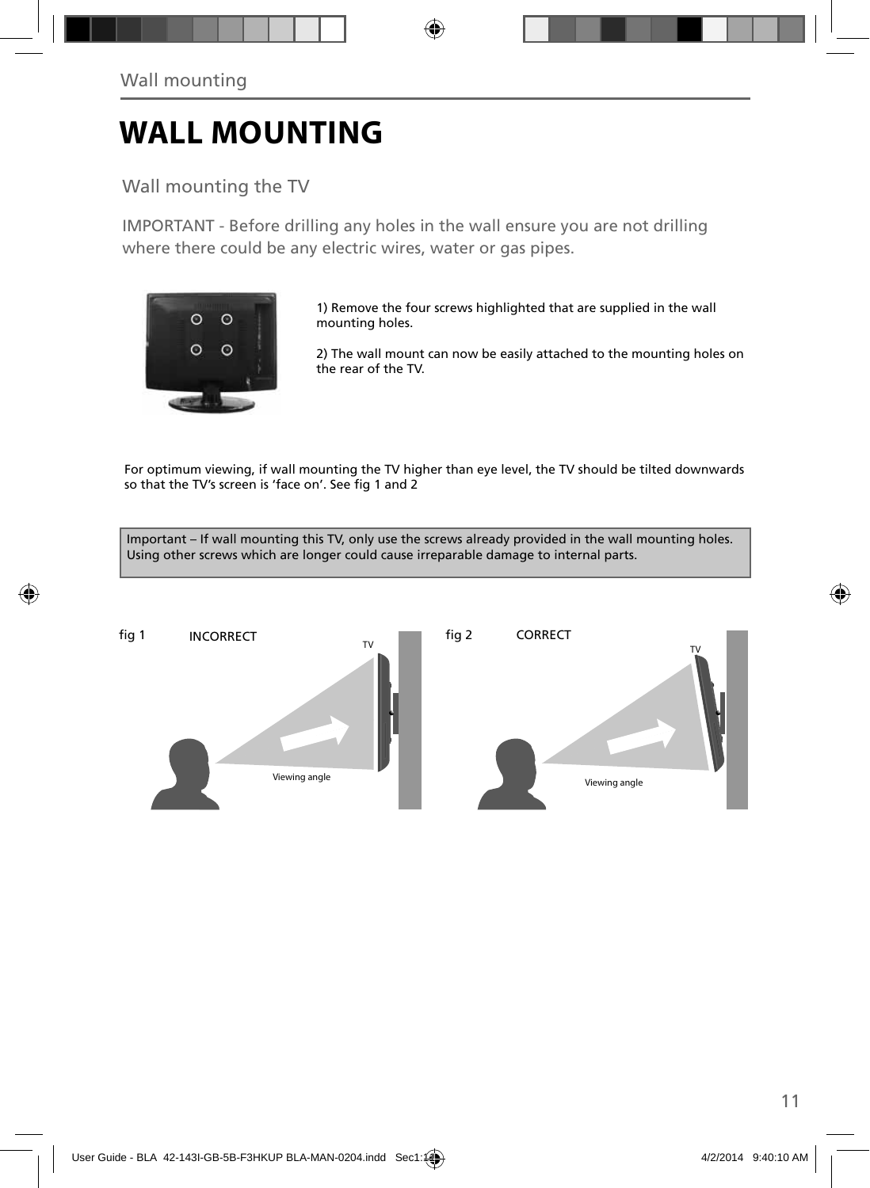# WALL MOUNTING

## Wall mounting the TV

IMPORTANT - Before drilling any holes in the wall ensure you are not drilling where there could be any electric wires, water or gas pipes.

1) Remove the four screws highlighted that are supplied in the wall mounting holes.

2) The wall mount can now be easily attached to the mounting holes on the rear of the TV.

For optimum viewing, if wall mounting the TV higher than eye level, the TV should be tilted downwards so that the TV's screen is 'face on'. See fig 1 and 2

Important – If wall mounting this TV, only use the screws already provided in the wall mounting holes. Using other screws which are longer could cause irreparable damage to internal parts.

fig 1 INCORRECT

TV

Viewing angle

fig 2 CORRECT

TV

Viewing angle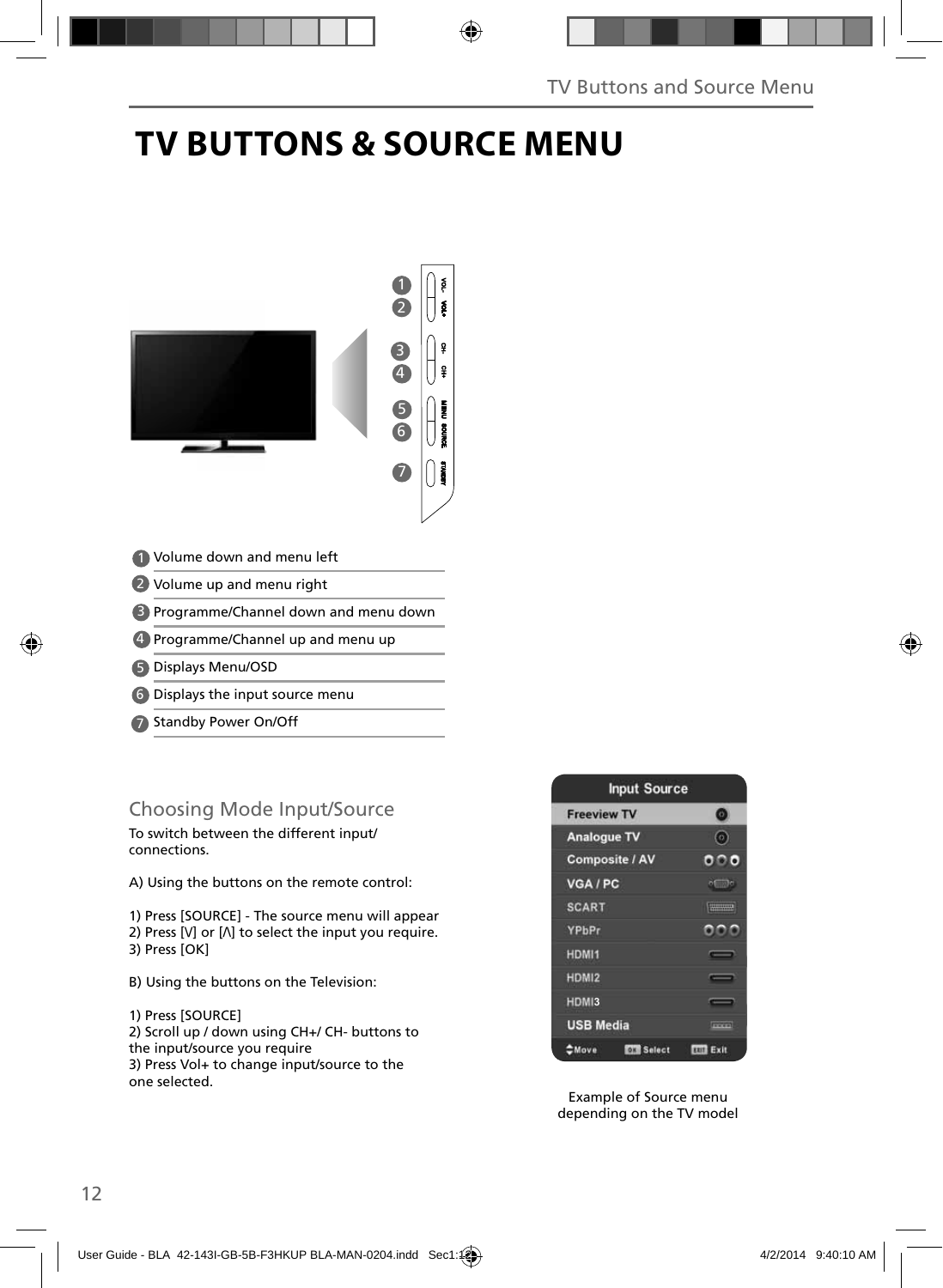# TV BUTTONS & SOURCE MENU

1. Volume down and menu left
2. Volume up and menu right
3. Programme/Channel down and menu down
4. Programme/Channel up and menu up
5. Displays Menu/OSD
6. Displays the input source menu
7. Standby Power On/Off

## Choosing Mode Input/Source

To switch between the different input/ connections.

A) Using the buttons on the remote control:

1) Press [SOURCE] - The source menu will appear
2) Press [V] or [Λ] to select the input you require.
3) Press [OK]

B) Using the buttons on the Television:

1) Press [SOURCE]
2) Scroll up / down using CH+/ CH- buttons to the input/source you require
3) Press Vol+ to change input/source to the one selected.

Example of Source menu depending on the TV model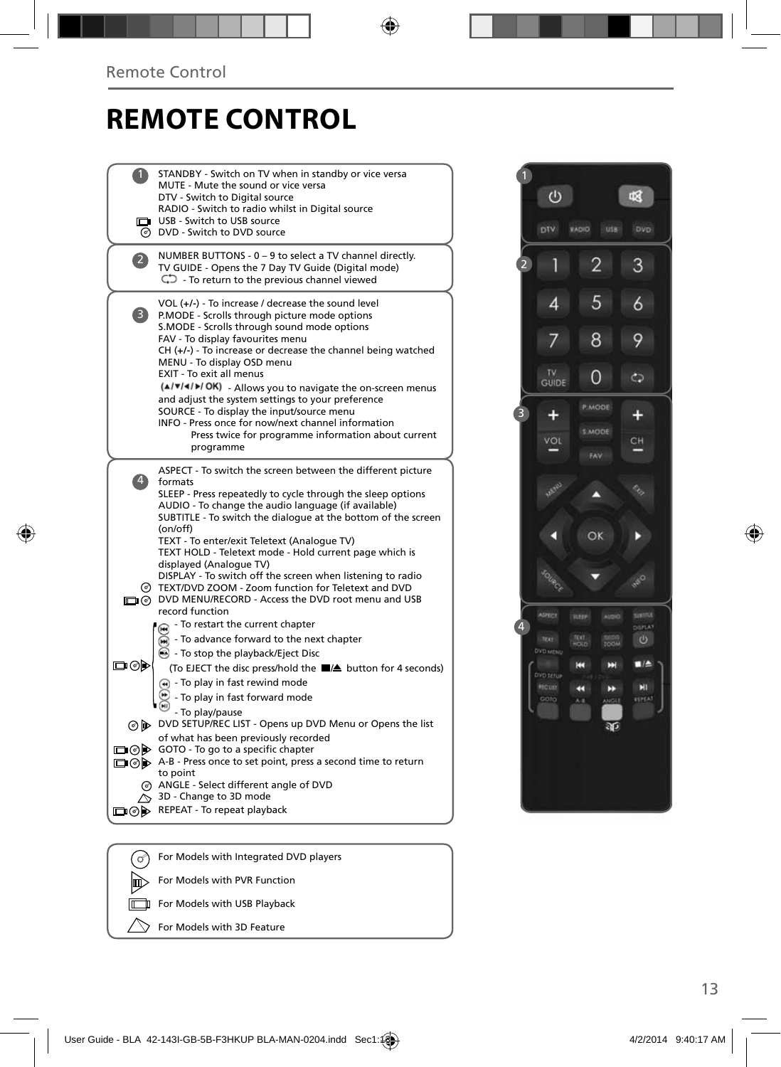# REMOTE CONTROL

**1**

- STANDBY - Switch on TV when in standby or vice versa
- MUTE - Mute the sound or vice versa
- DTV - Switch to Digital source
- RADIO - Switch to radio whilst in Digital source
- USB - Switch to USB source
- DVD - Switch to DVD source

**2**

- NUMBER BUTTONS - 0 – 9 to select a TV channel directly.
- TV GUIDE - Opens the 7 Day TV Guide (Digital mode)
- - To return to the previous channel viewed

**3**

- VOL (+/-) - To increase / decrease the sound level
- P.MODE - Scrolls through picture mode options
- S.MODE - Scrolls through sound mode options
- FAV - To display favourites menu
- CH (+/-) - To increase or decrease the channel being watched
- MENU - To display OSD menu
- EXIT - To exit all menus
- (▲/▼/◄/►/ OK) - Allows you to navigate the on-screen menus and adjust the system settings to your preference
- SOURCE - To display the input/source menu
- INFO - Press once for now/next channel information
  Press twice for programme information about current programme

**4**

- ASPECT - To switch the screen between the different picture formats
- SLEEP - Press repeatedly to cycle through the sleep options
- AUDIO - To change the audio language (if available)
- SUBTITLE - To switch the dialogue at the bottom of the screen (on/off)
- TEXT - To enter/exit Teletext (Analogue TV)
- TEXT HOLD - Teletext mode - Hold current page which is displayed (Analogue TV)
- DISPLAY - To switch off the screen when listening to radio
- TEXT/DVD ZOOM - Zoom function for Teletext and DVD
- DVD MENU/RECORD - Access the DVD root menu and USB record function
- ⏮ - To restart the current chapter
- ⏭ - To advance forward to the next chapter
- ⏏ - To stop the playback/Eject Disc
  (To EJECT the disc press/hold the ■/⏏ button for 4 seconds)
- ⏪ - To play in fast rewind mode
- ⏩ - To play in fast forward mode
- ⏯ - To play/pause
- DVD SETUP/REC LIST - Opens up DVD Menu or Opens the list of what has been previously recorded
- GOTO - To go to a specific chapter
- A-B - Press once to set point, press a second time to return to point
- ANGLE - Select different angle of DVD
- 3D - Change to 3D mode
- REPEAT - To repeat playback

---

- For Models with Integrated DVD players
- For Models with PVR Function
- For Models with USB Playback
- For Models with 3D Feature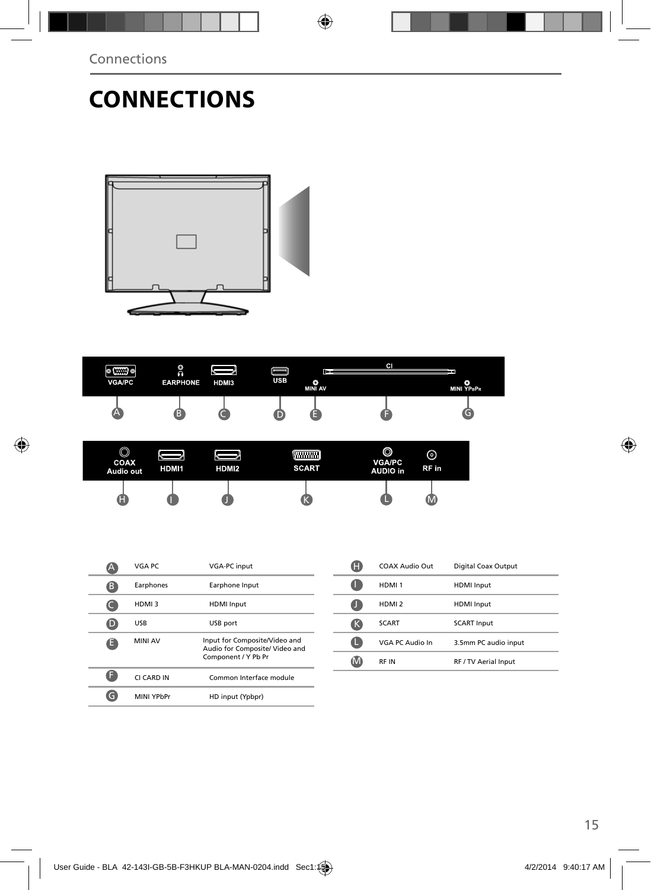# CONNECTIONS

| | | |
|---|---|---|
| A | VGA PC | VGA-PC input |
| B | Earphones | Earphone Input |
| C | HDMI 3 | HDMI Input |
| D | USB | USB port |
| E | MINI AV | Input for Composite/Video and Audio for Composite/ Video and Component / Y Pb Pr |
| F | CI CARD IN | Common Interface module |
| G | MINI YPbPr | HD input (Ypbpr) |

| | | |
|---|---|---|
| H | COAX Audio Out | Digital Coax Output |
| I | HDMI 1 | HDMI Input |
| J | HDMI 2 | HDMI Input |
| K | SCART | SCART Input |
| L | VGA PC Audio In | 3.5mm PC audio input |
| M | RF IN | RF / TV Aerial Input |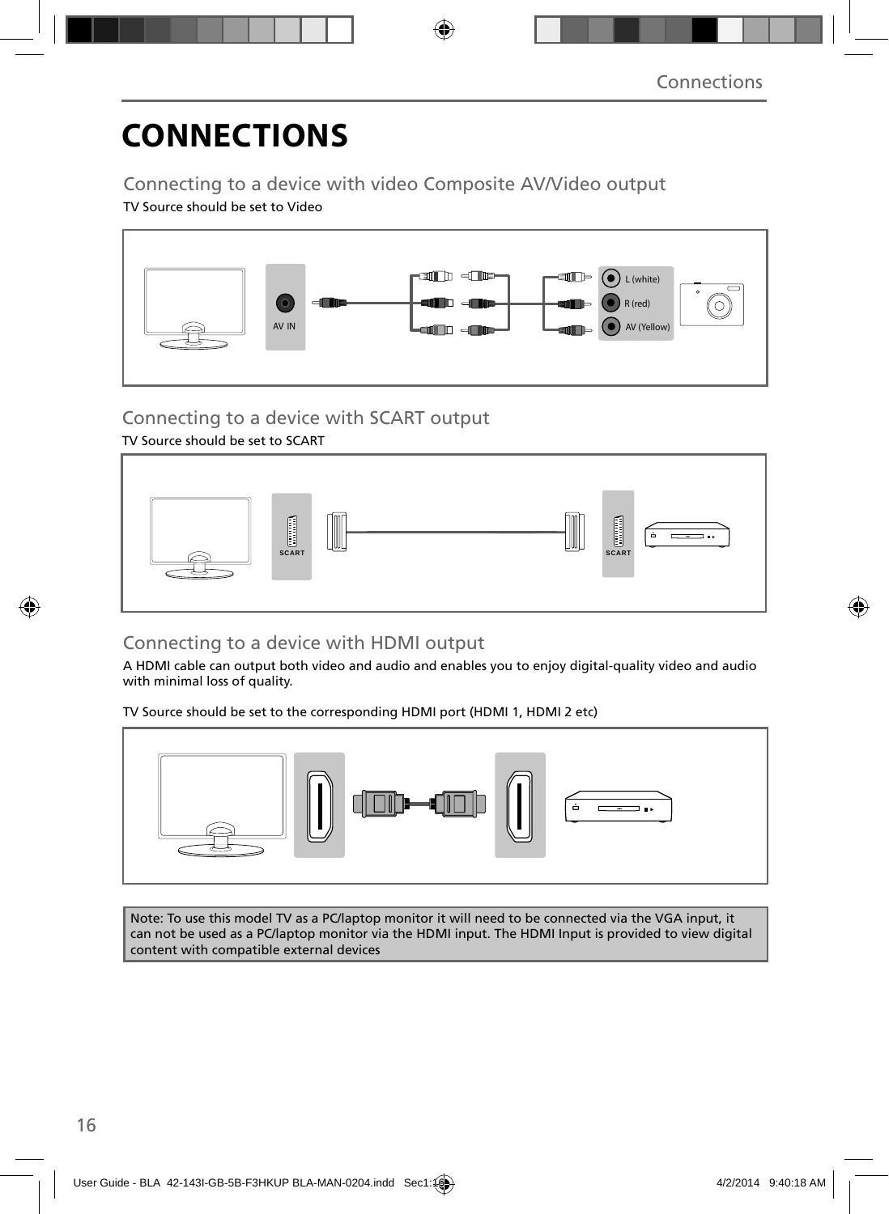# CONNECTIONS

## Connecting to a device with video Composite AV/Video output

TV Source should be set to Video

AV IN

L (white)

R (red)

AV (Yellow)

## Connecting to a device with SCART output

TV Source should be set to SCART

SCART

SCART

## Connecting to a device with HDMI output

A HDMI cable can output both video and audio and enables you to enjoy digital-quality video and audio with minimal loss of quality.

TV Source should be set to the corresponding HDMI port (HDMI 1, HDMI 2 etc)

Note: To use this model TV as a PC/laptop monitor it will need to be connected via the VGA input, it can not be used as a PC/laptop monitor via the HDMI input. The HDMI Input is provided to view digital content with compatible external devices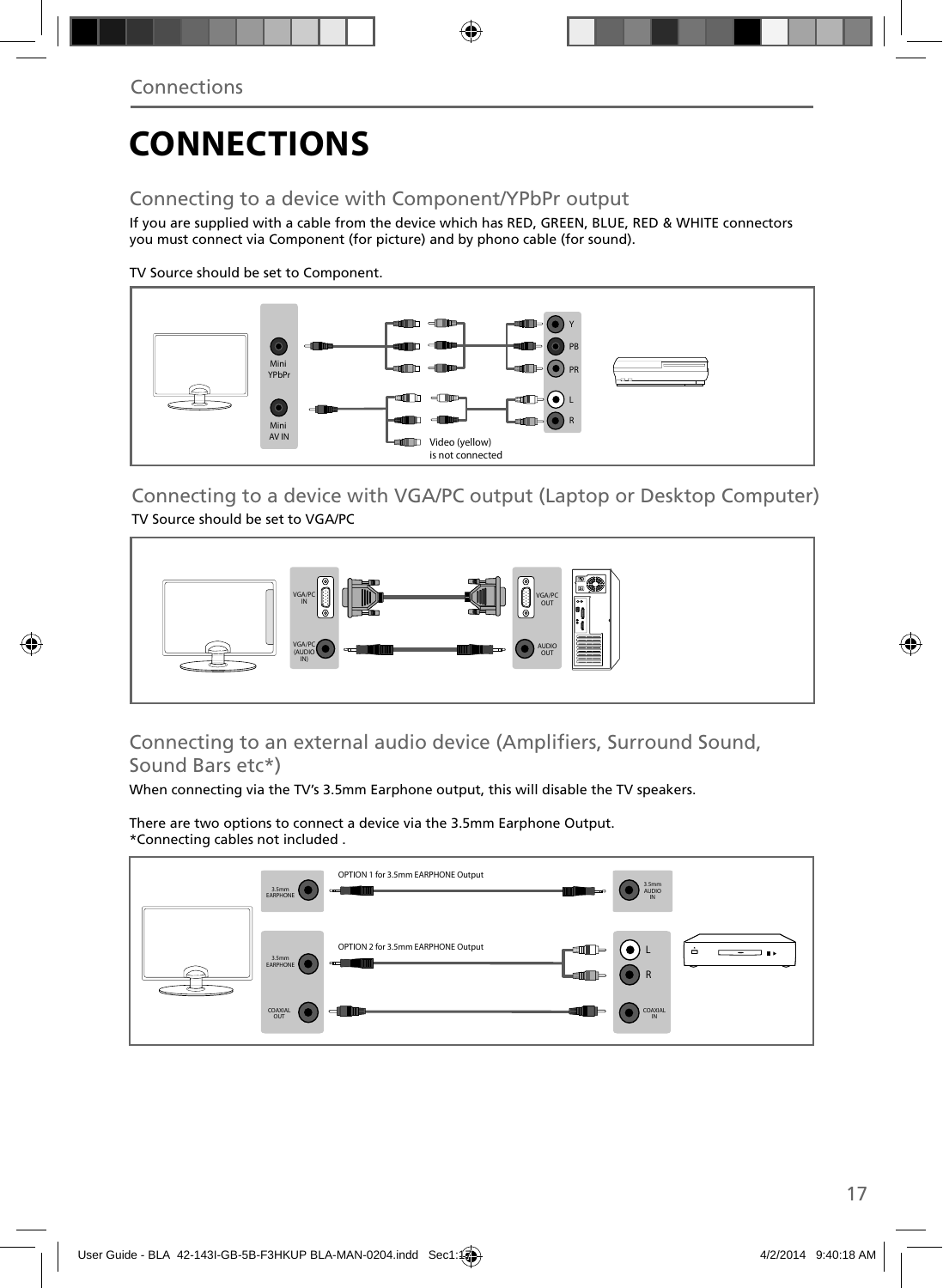# CONNECTIONS

## Connecting to a device with Component/YPbPr output

If you are supplied with a cable from the device which has RED, GREEN, BLUE, RED & WHITE connectors you must connect via Component (for picture) and by phono cable (for sound).

TV Source should be set to Component.

Mini YPbPr

Mini AV IN

Y

PB

PR

L

R

Video (yellow) is not connected

## Connecting to a device with VGA/PC output (Laptop or Desktop Computer)

TV Source should be set to VGA/PC

VGA/PC IN

VGA/PC (AUDIO IN)

VGA/PC OUT

AUDIO OUT

## Connecting to an external audio device (Amplifiers, Surround Sound, Sound Bars etc*)

When connecting via the TV's 3.5mm Earphone output, this will disable the TV speakers.

There are two options to connect a device via the 3.5mm Earphone Output.
*Connecting cables not included .

OPTION 1 for 3.5mm EARPHONE Output

3.5mm EARPHONE

3.5mm AUDIO IN

OPTION 2 for 3.5mm EARPHONE Output

3.5mm EARPHONE

L

R

COAXIAL OUT

COAXIAL IN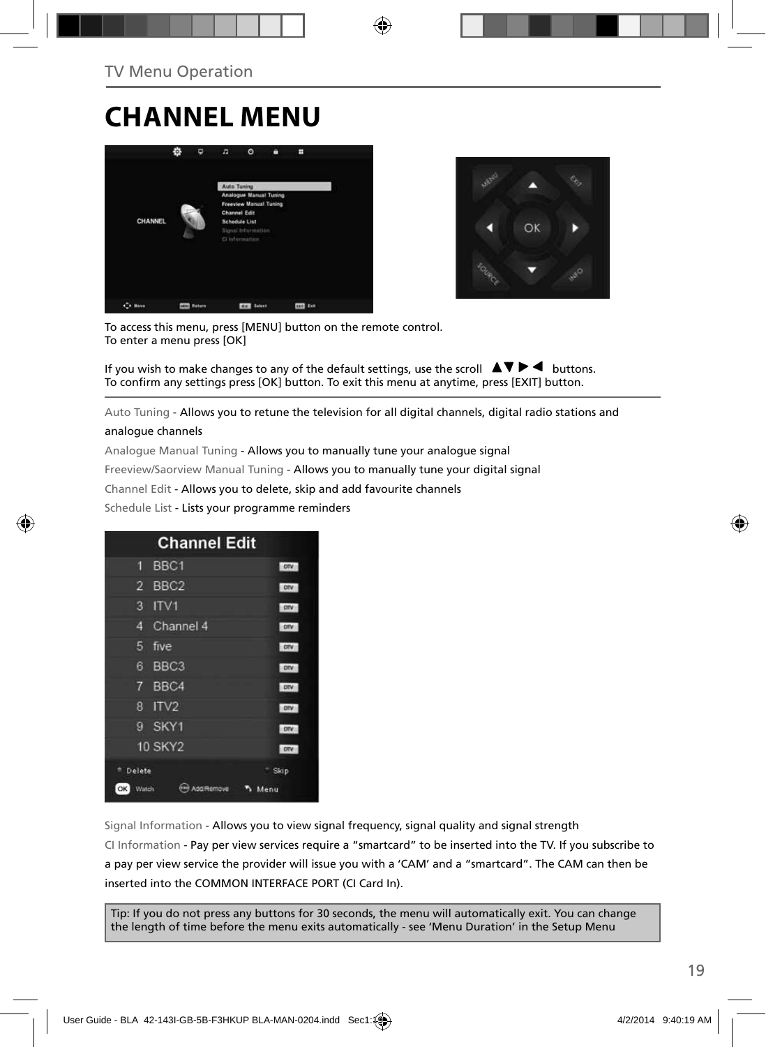TV Menu Operation

# CHANNEL MENU

To access this menu, press [MENU] button on the remote control.
To enter a menu press [OK]

If you wish to make changes to any of the default settings, use the scroll ▲▼▶◀ buttons.
To confirm any settings press [OK] button. To exit this menu at anytime, press [EXIT] button.

Auto Tuning - Allows you to retune the television for all digital channels, digital radio stations and analogue channels

Analogue Manual Tuning - Allows you to manually tune your analogue signal

Freeview/Saorview Manual Tuning - Allows you to manually tune your digital signal

Channel Edit - Allows you to delete, skip and add favourite channels

Schedule List - Lists your programme reminders

Signal Information - Allows you to view signal frequency, signal quality and signal strength

CI Information - Pay per view services require a "smartcard" to be inserted into the TV. If you subscribe to a pay per view service the provider will issue you with a 'CAM' and a "smartcard". The CAM can then be inserted into the COMMON INTERFACE PORT (CI Card In).

Tip: If you do not press any buttons for 30 seconds, the menu will automatically exit. You can change the length of time before the menu exits automatically - see 'Menu Duration' in the Setup Menu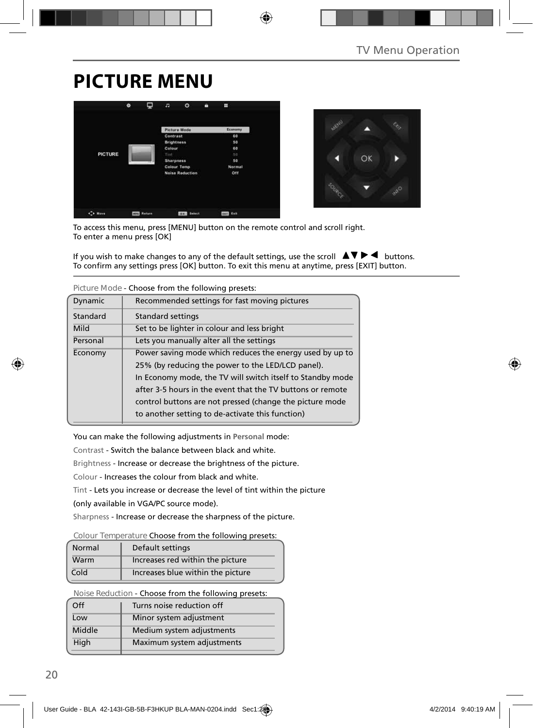# PICTURE MENU

To access this menu, press [MENU] button on the remote control and scroll right.
To enter a menu press [OK]

If you wish to make changes to any of the default settings, use the scroll ▲▼▶◀ buttons.
To confirm any settings press [OK] button. To exit this menu at anytime, press [EXIT] button.

Picture Mode - Choose from the following presets:

| | |
|---|---|
| Dynamic | Recommended settings for fast moving pictures |
| Standard | Standard settings |
| Mild | Set to be lighter in colour and less bright |
| Personal | Lets you manually alter all the settings |
| Economy | Power saving mode which reduces the energy used by up to 25% (by reducing the power to the LED/LCD panel). In Economy mode, the TV will switch itself to Standby mode after 3-5 hours in the event that the TV buttons or remote control buttons are not pressed (change the picture mode to another setting to de-activate this function) |

You can make the following adjustments in **Personal** mode:

Contrast - Switch the balance between black and white.

Brightness - Increase or decrease the brightness of the picture.

Colour - Increases the colour from black and white.

Tint - Lets you increase or decrease the level of tint within the picture (only available in VGA/PC source mode).

Sharpness - Increase or decrease the sharpness of the picture.

Colour Temperature Choose from the following presets:

| | |
|---|---|
| Normal | Default settings |
| Warm | Increases red within the picture |
| Cold | Increases blue within the picture |

Noise Reduction - Choose from the following presets:

| | |
|---|---|
| Off | Turns noise reduction off |
| Low | Minor system adjustment |
| Middle | Medium system adjustments |
| High | Maximum system adjustments |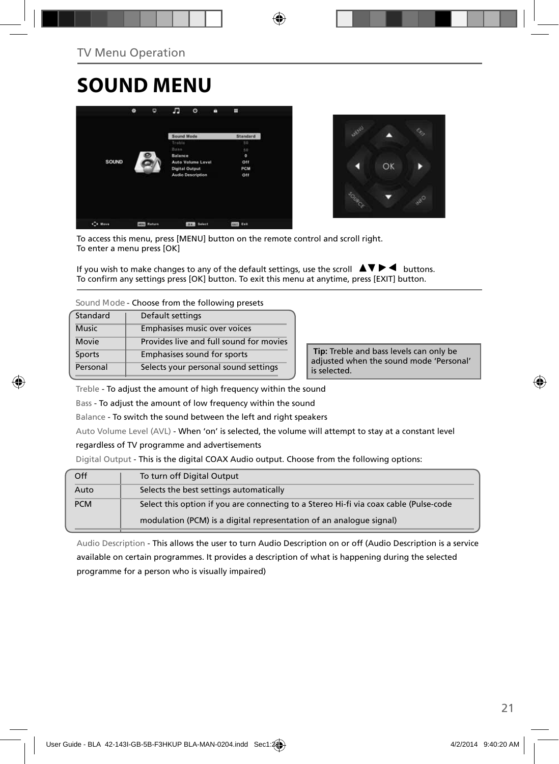## TV Menu Operation

# SOUND MENU

To access this menu, press [MENU] button on the remote control and scroll right.
To enter a menu press [OK]

If you wish to make changes to any of the default settings, use the scroll ▲▼▶◀ buttons.
To confirm any settings press [OK] button. To exit this menu at anytime, press [EXIT] button.

Sound Mode - Choose from the following presets

| Standard | Default settings |
|---|---|
| Music | Emphasises music over voices |
| Movie | Provides live and full sound for movies |
| Sports | Emphasises sound for sports |
| Personal | Selects your personal sound settings |

**Tip:** Treble and bass levels can only be adjusted when the sound mode 'Personal' is selected.

Treble - To adjust the amount of high frequency within the sound

Bass - To adjust the amount of low frequency within the sound

Balance - To switch the sound between the left and right speakers

Auto Volume Level (AVL) - When 'on' is selected, the volume will attempt to stay at a constant level regardless of TV programme and advertisements

Digital Output - This is the digital COAX Audio output. Choose from the following options:

| Off | To turn off Digital Output |
|---|---|
| Auto | Selects the best settings automatically |
| PCM | Select this option if you are connecting to a Stereo Hi-fi via coax cable (Pulse-code modulation (PCM) is a digital representation of an analogue signal) |

Audio Description - This allows the user to turn Audio Description on or off (Audio Description is a service available on certain programmes. It provides a description of what is happening during the selected programme for a person who is visually impaired)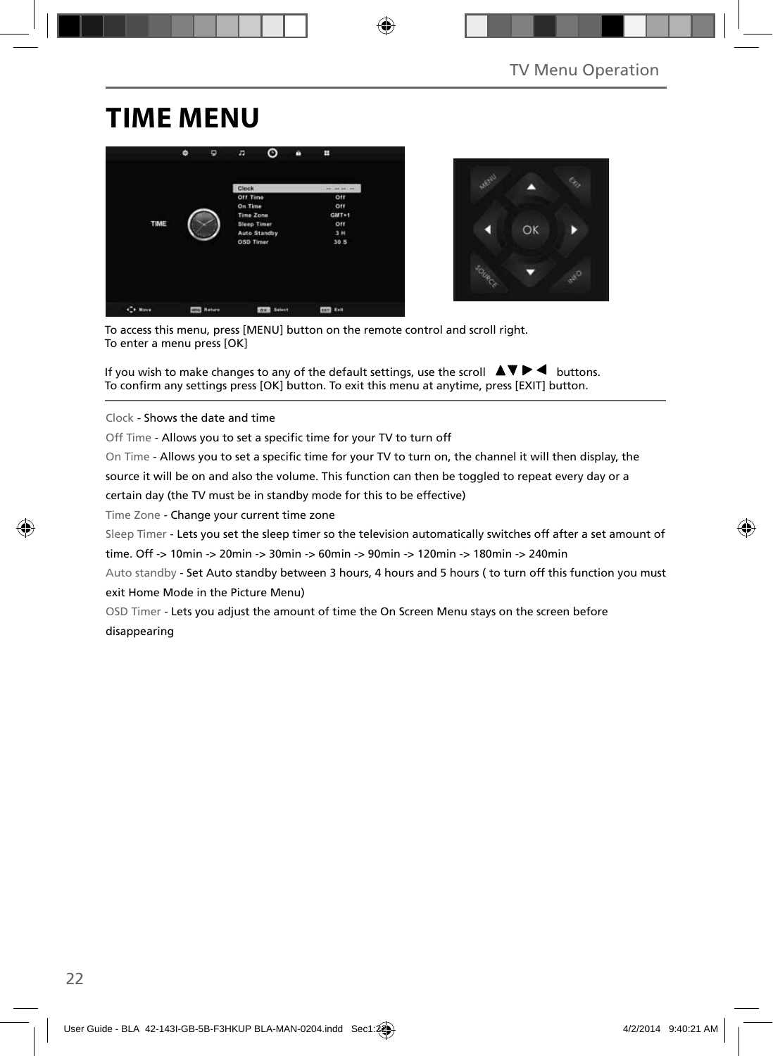# TIME MENU

To access this menu, press [MENU] button on the remote control and scroll right.
To enter a menu press [OK]

If you wish to make changes to any of the default settings, use the scroll ▲▼▶◀ buttons.
To confirm any settings press [OK] button. To exit this menu at anytime, press [EXIT] button.

Clock - Shows the date and time

Off Time - Allows you to set a specific time for your TV to turn off

On Time - Allows you to set a specific time for your TV to turn on, the channel it will then display, the source it will be on and also the volume. This function can then be toggled to repeat every day or a certain day (the TV must be in standby mode for this to be effective)

Time Zone - Change your current time zone

Sleep Timer - Lets you set the sleep timer so the television automatically switches off after a set amount of time. Off -> 10min -> 20min -> 30min -> 60min -> 90min -> 120min -> 180min -> 240min

Auto standby - Set Auto standby between 3 hours, 4 hours and 5 hours ( to turn off this function you must exit Home Mode in the Picture Menu)

OSD Timer - Lets you adjust the amount of time the On Screen Menu stays on the screen before disappearing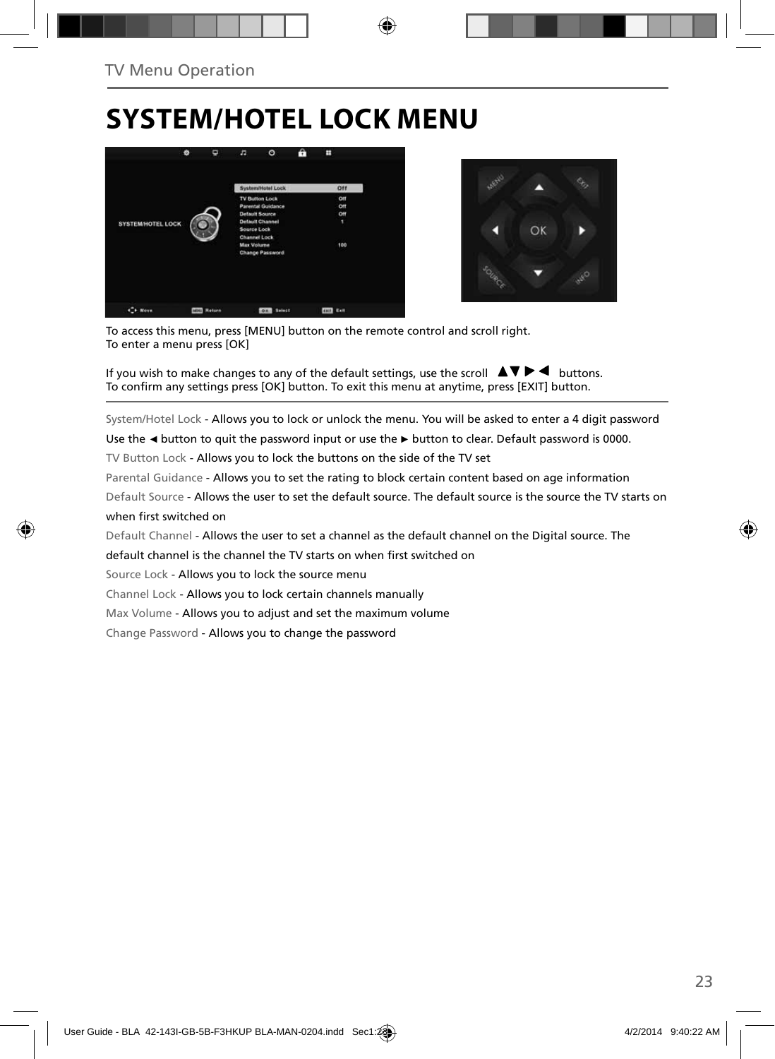# SYSTEM/HOTEL LOCK MENU

To access this menu, press [MENU] button on the remote control and scroll right.
To enter a menu press [OK]

If you wish to make changes to any of the default settings, use the scroll ▲▼ ▶ ◀ buttons.
To confirm any settings press [OK] button. To exit this menu at anytime, press [EXIT] button.

System/Hotel Lock - Allows you to lock or unlock the menu. You will be asked to enter a 4 digit password Use the ◄ button to quit the password input or use the ► button to clear. Default password is 0000.

TV Button Lock - Allows you to lock the buttons on the side of the TV set

Parental Guidance - Allows you to set the rating to block certain content based on age information

Default Source - Allows the user to set the default source. The default source is the source the TV starts on when first switched on

Default Channel - Allows the user to set a channel as the default channel on the Digital source. The default channel is the channel the TV starts on when first switched on

Source Lock - Allows you to lock the source menu

Channel Lock - Allows you to lock certain channels manually

Max Volume - Allows you to adjust and set the maximum volume

Change Password - Allows you to change the password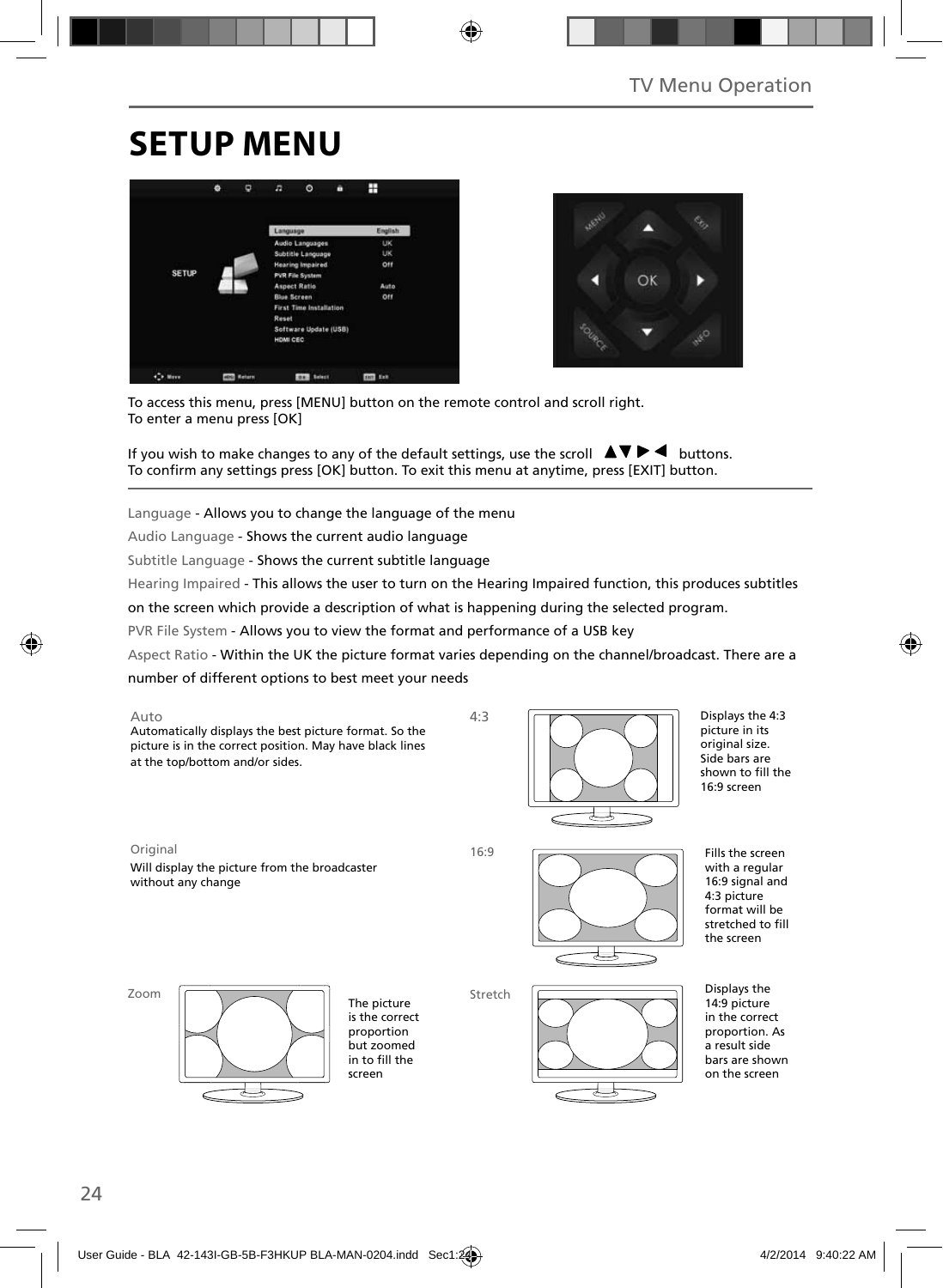# SETUP MENU

To access this menu, press [MENU] button on the remote control and scroll right.
To enter a menu press [OK]

If you wish to make changes to any of the default settings, use the scroll ▲▼▶◀ buttons.
To confirm any settings press [OK] button. To exit this menu at anytime, press [EXIT] button.

Language - Allows you to change the language of the menu

Audio Language - Shows the current audio language

Subtitle Language - Shows the current subtitle language

Hearing Impaired - This allows the user to turn on the Hearing Impaired function, this produces subtitles on the screen which provide a description of what is happening during the selected program.

PVR File System - Allows you to view the format and performance of a USB key

Aspect Ratio - Within the UK the picture format varies depending on the channel/broadcast. There are a number of different options to best meet your needs

Auto
Automatically displays the best picture format. So the picture is in the correct position. May have black lines at the top/bottom and/or sides.

4:3
Displays the 4:3 picture in its original size. Side bars are shown to fill the 16:9 screen

Original
Will display the picture from the broadcaster without any change

16:9
Fills the screen with a regular 16:9 signal and 4:3 picture format will be stretched to fill the screen

Zoom
The picture is the correct proportion but zoomed in to fill the screen

Stretch
Displays the 14:9 picture in the correct proportion. As a result side bars are shown on the screen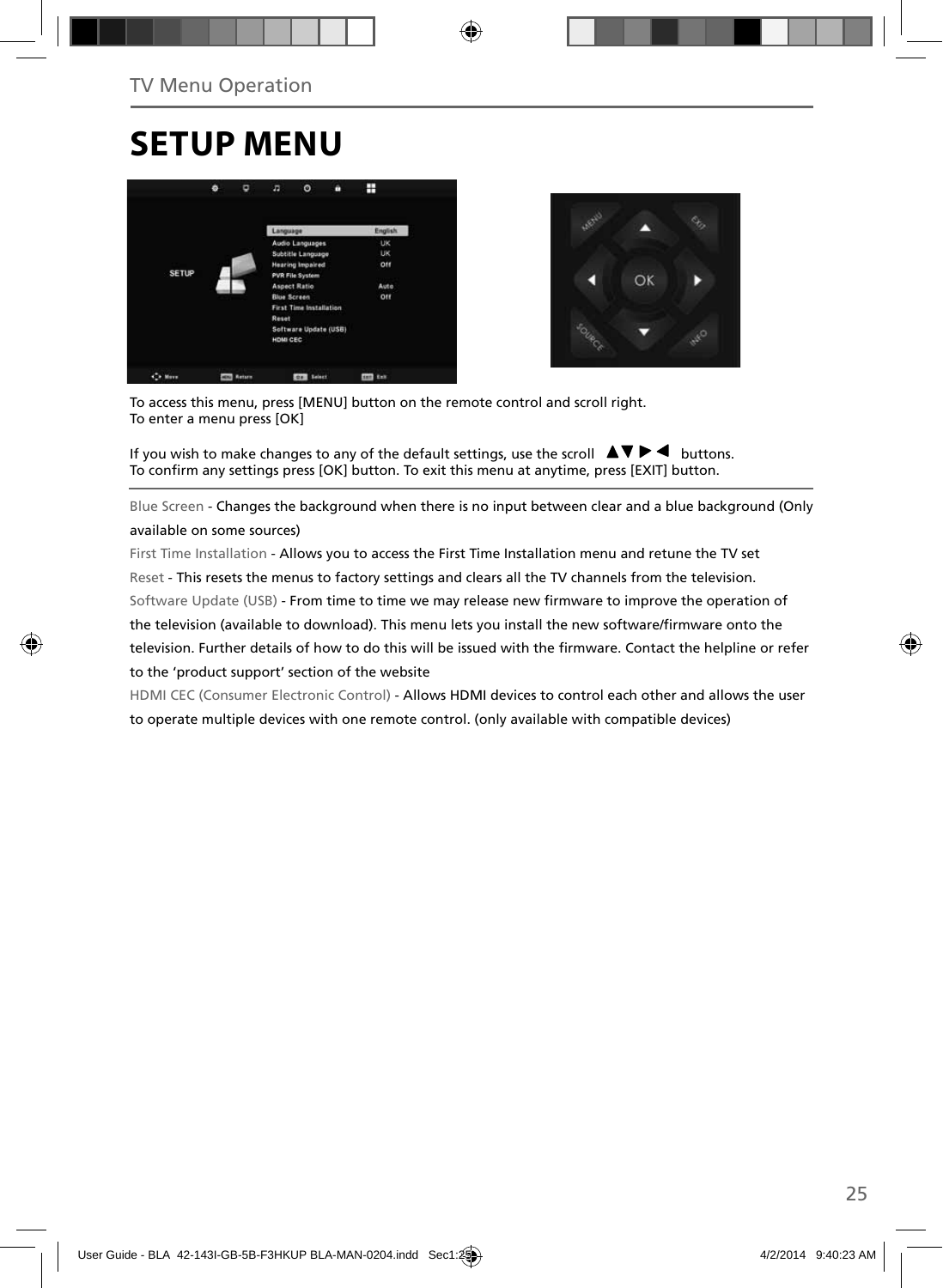# SETUP MENU

To access this menu, press [MENU] button on the remote control and scroll right.
To enter a menu press [OK]

If you wish to make changes to any of the default settings, use the scroll ▲▼ ▶ ◀ buttons.
To confirm any settings press [OK] button. To exit this menu at anytime, press [EXIT] button.

Blue Screen - Changes the background when there is no input between clear and a blue background (Only available on some sources)

First Time Installation - Allows you to access the First Time Installation menu and retune the TV set

Reset - This resets the menus to factory settings and clears all the TV channels from the television.

Software Update (USB) - From time to time we may release new firmware to improve the operation of the television (available to download). This menu lets you install the new software/firmware onto the television. Further details of how to do this will be issued with the firmware. Contact the helpline or refer to the 'product support' section of the website

HDMI CEC (Consumer Electronic Control) - Allows HDMI devices to control each other and allows the user to operate multiple devices with one remote control. (only available with compatible devices)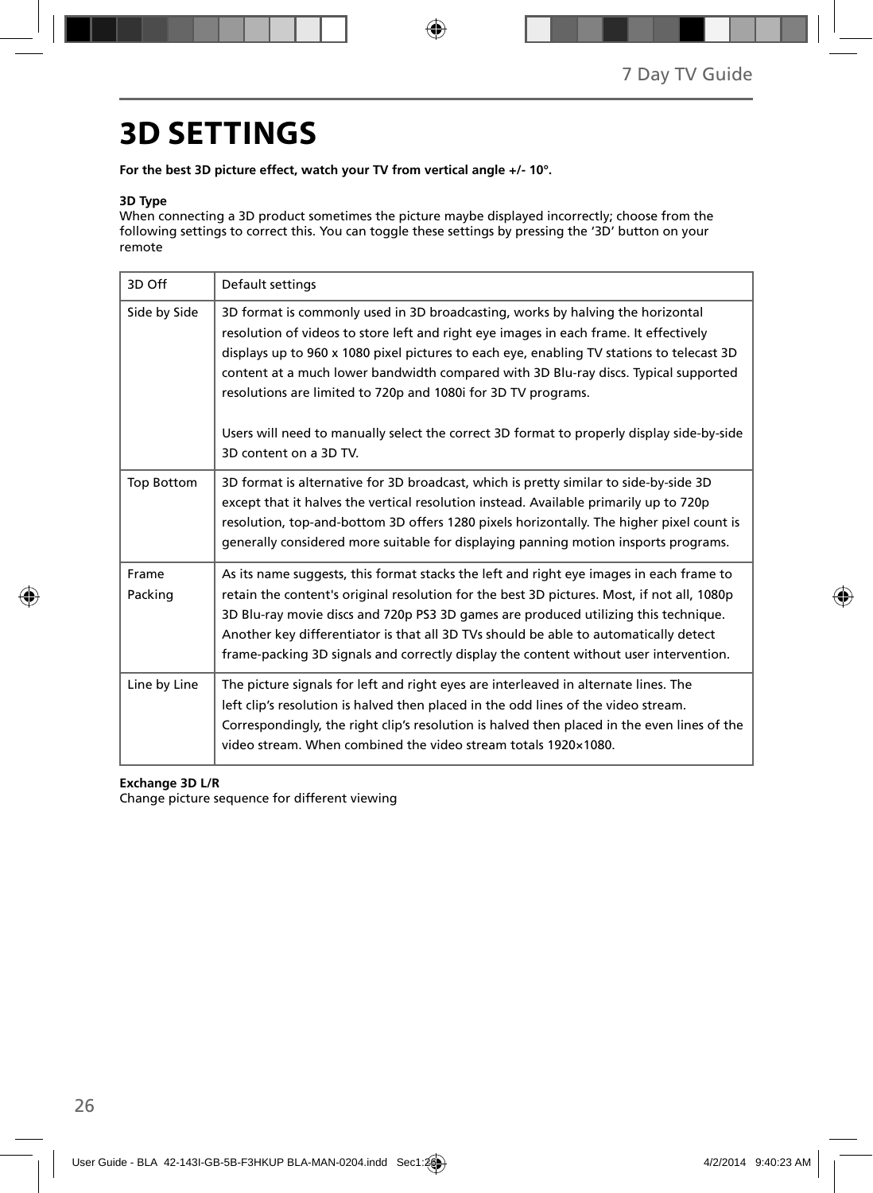# 3D SETTINGS

**For the best 3D picture effect, watch your TV from vertical angle +/- 10°.**

**3D Type**
When connecting a 3D product sometimes the picture maybe displayed incorrectly; choose from the following settings to correct this. You can toggle these settings by pressing the '3D' button on your remote

| 3D Off | Default settings |
|---|---|
| Side by Side | 3D format is commonly used in 3D broadcasting, works by halving the horizontal resolution of videos to store left and right eye images in each frame. It effectively displays up to 960 x 1080 pixel pictures to each eye, enabling TV stations to telecast 3D content at a much lower bandwidth compared with 3D Blu-ray discs. Typical supported resolutions are limited to 720p and 1080i for 3D TV programs.<br><br>Users will need to manually select the correct 3D format to properly display side-by-side 3D content on a 3D TV. |
| Top Bottom | 3D format is alternative for 3D broadcast, which is pretty similar to side-by-side 3D except that it halves the vertical resolution instead. Available primarily up to 720p resolution, top-and-bottom 3D offers 1280 pixels horizontally. The higher pixel count is generally considered more suitable for displaying panning motion insports programs. |
| Frame Packing | As its name suggests, this format stacks the left and right eye images in each frame to retain the content's original resolution for the best 3D pictures. Most, if not all, 1080p 3D Blu-ray movie discs and 720p PS3 3D games are produced utilizing this technique. Another key differentiator is that all 3D TVs should be able to automatically detect frame-packing 3D signals and correctly display the content without user intervention. |
| Line by Line | The picture signals for left and right eyes are interleaved in alternate lines. The left clip's resolution is halved then placed in the odd lines of the video stream. Correspondingly, the right clip's resolution is halved then placed in the even lines of the video stream. When combined the video stream totals 1920×1080. |

**Exchange 3D L/R**
Change picture sequence for different viewing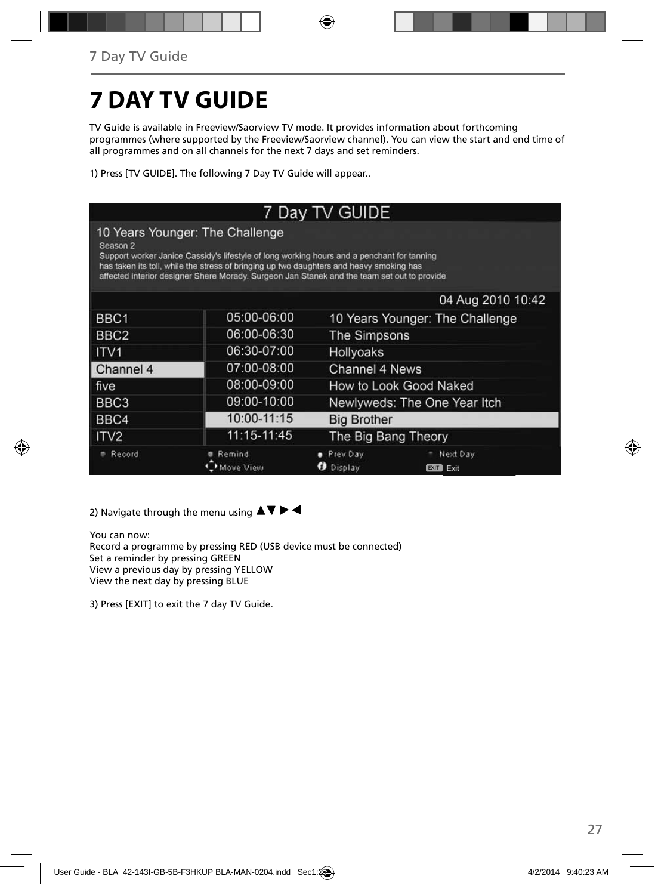# 7 DAY TV GUIDE

TV Guide is available in Freeview/Saorview TV mode. It provides information about forthcoming programmes (where supported by the Freeview/Saorview channel). You can view the start and end time of all programmes and on all channels for the next 7 days and set reminders.

1) Press [TV GUIDE]. The following 7 Day TV Guide will appear..

7 Day TV GUIDE

10 Years Younger: The Challenge
Season 2
Support worker Janice Cassidy's lifestyle of long working hours and a penchant for tanning has taken its toll, while the stress of bringing up two daughters and heavy smoking has affected interior designer Shere Morady. Surgeon Jan Stanek and the team set out to provide

04 Aug 2010 10:42

| | | |
|---|---|---|
| BBC1 | 05:00-06:00 | 10 Years Younger: The Challenge |
| BBC2 | 06:00-06:30 | The Simpsons |
| ITV1 | 06:30-07:00 | Hollyoaks |
| Channel 4 | 07:00-08:00 | Channel 4 News |
| five | 08:00-09:00 | How to Look Good Naked |
| BBC3 | 09:00-10:00 | Newlyweds: The One Year Itch |
| BBC4 | 10:00-11:15 | Big Brother |
| ITV2 | 11:15-11:45 | The Big Bang Theory |

Record | Remind | Prev Day | Next Day
Move View | Display | EXIT Exit

2) Navigate through the menu using ▲▼ ▶ ◀

You can now:
Record a programme by pressing RED (USB device must be connected)
Set a reminder by pressing GREEN
View a previous day by pressing YELLOW
View the next day by pressing BLUE

3) Press [EXIT] to exit the 7 day TV Guide.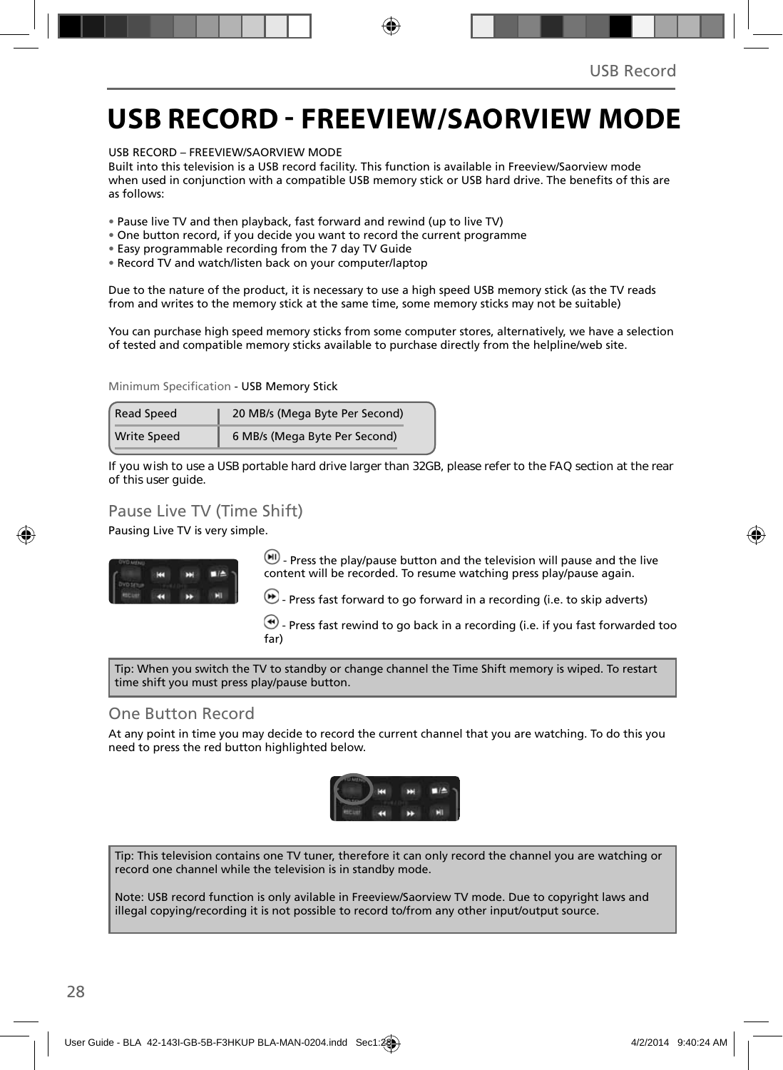# USB RECORD - FREEVIEW/SAORVIEW MODE

USB RECORD – FREEVIEW/SAORVIEW MODE
Built into this television is a USB record facility. This function is available in Freeview/Saorview mode when used in conjunction with a compatible USB memory stick or USB hard drive. The benefits of this are as follows:

- Pause live TV and then playback, fast forward and rewind (up to live TV)
- One button record, if you decide you want to record the current programme
- Easy programmable recording from the 7 day TV Guide
- Record TV and watch/listen back on your computer/laptop

Due to the nature of the product, it is necessary to use a high speed USB memory stick (as the TV reads from and writes to the memory stick at the same time, some memory sticks may not be suitable)

You can purchase high speed memory sticks from some computer stores, alternatively, we have a selection of tested and compatible memory sticks available to purchase directly from the helpline/web site.

Minimum Specification - USB Memory Stick

| Read Speed | 20 MB/s (Mega Byte Per Second) |
|---|---|
| Write Speed | 6 MB/s (Mega Byte Per Second) |

If you wish to use a USB portable hard drive larger than 32GB, please refer to the FAQ section at the rear of this user guide.

## Pause Live TV (Time Shift)

Pausing Live TV is very simple.

- Press the play/pause button and the television will pause and the live content will be recorded. To resume watching press play/pause again.

- Press fast forward to go forward in a recording (i.e. to skip adverts)

- Press fast rewind to go back in a recording (i.e. if you fast forwarded too far)

Tip: When you switch the TV to standby or change channel the Time Shift memory is wiped. To restart time shift you must press play/pause button.

## One Button Record

At any point in time you may decide to record the current channel that you are watching. To do this you need to press the red button highlighted below.

Tip: This television contains one TV tuner, therefore it can only record the channel you are watching or record one channel while the television is in standby mode.

Note: USB record function is only avilable in Freeview/Saorview TV mode. Due to copyright laws and illegal copying/recording it is not possible to record to/from any other input/output source.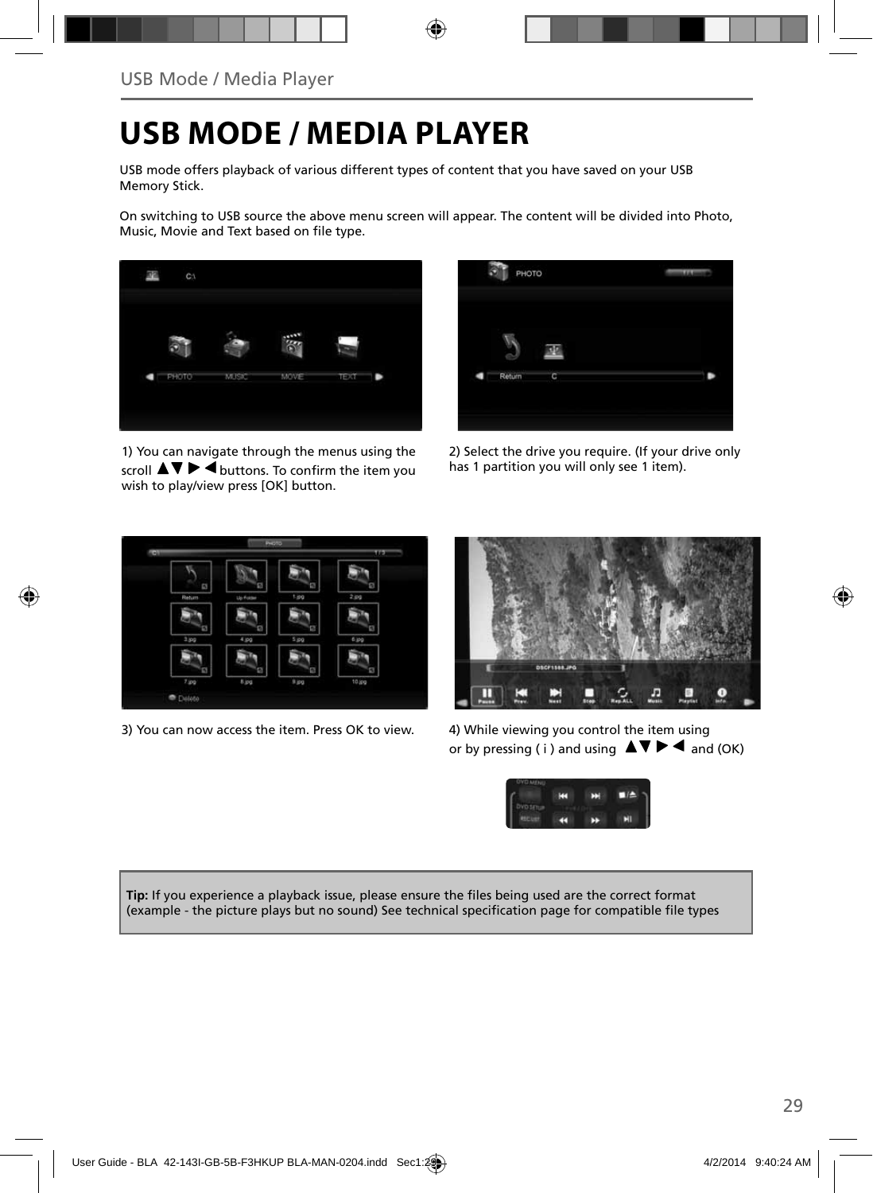# USB MODE / MEDIA PLAYER

USB mode offers playback of various different types of content that you have saved on your USB Memory Stick.

On switching to USB source the above menu screen will appear. The content will be divided into Photo, Music, Movie and Text based on file type.

1) You can navigate through the menus using the scroll ▲▼ ▶ ◀ buttons. To confirm the item you wish to play/view press [OK] button.

2) Select the drive you require. (If your drive only has 1 partition you will only see 1 item).

3) You can now access the item. Press OK to view.

4) While viewing you control the item using or by pressing ( i ) and using ▲▼ ▶ ◀ and (OK)

**Tip:** If you experience a playback issue, please ensure the files being used are the correct format (example - the picture plays but no sound) See technical specification page for compatible file types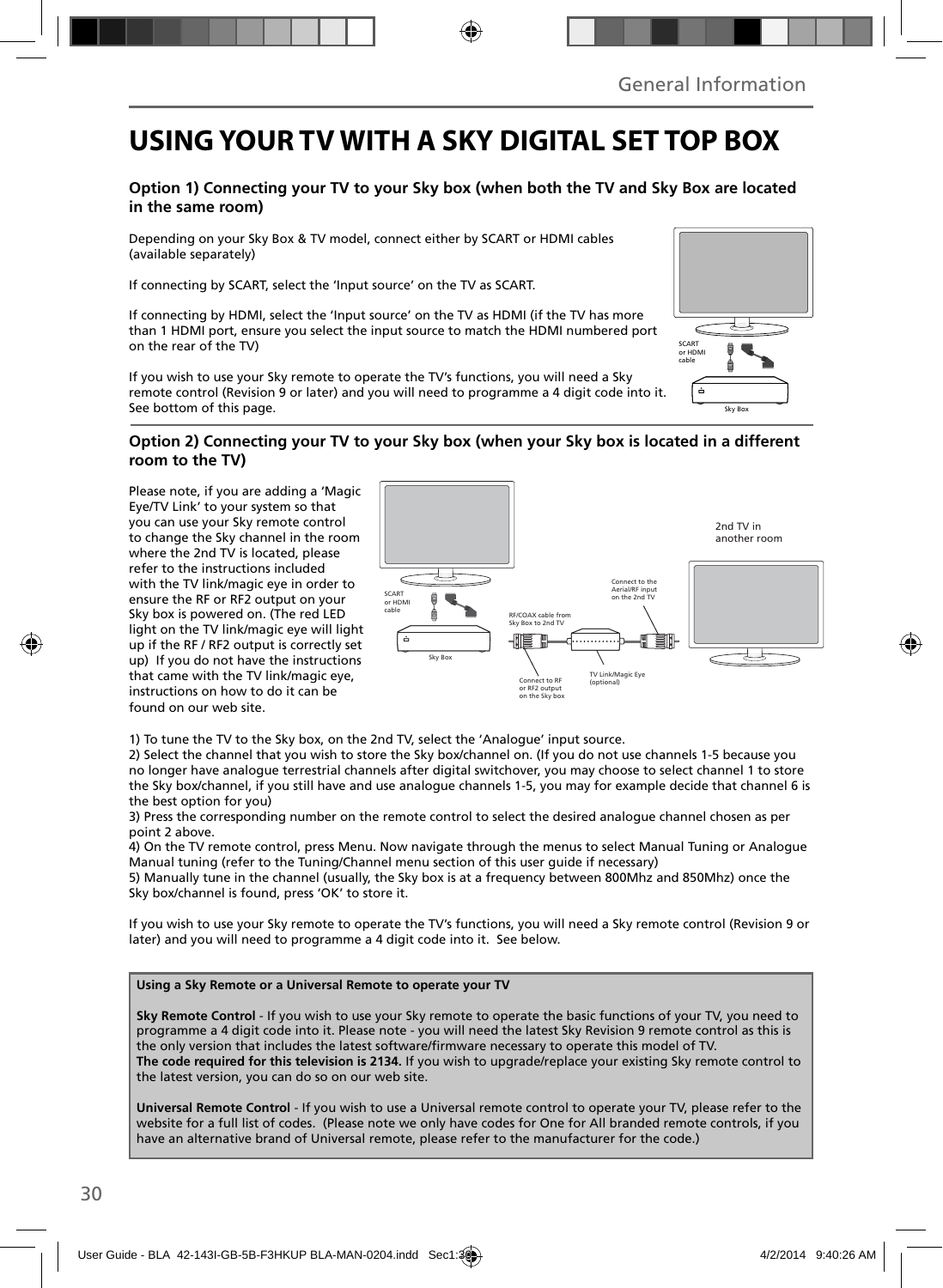# USING YOUR TV WITH A SKY DIGITAL SET TOP BOX

### Option 1) Connecting your TV to your Sky box (when both the TV and Sky Box are located in the same room)

Depending on your Sky Box & TV model, connect either by SCART or HDMI cables (available separately)

If connecting by SCART, select the 'Input source' on the TV as SCART.

If connecting by HDMI, select the 'Input source' on the TV as HDMI (if the TV has more than 1 HDMI port, ensure you select the input source to match the HDMI numbered port on the rear of the TV)

If you wish to use your Sky remote to operate the TV's functions, you will need a Sky remote control (Revision 9 or later) and you will need to programme a 4 digit code into it. See bottom of this page.

SCART or HDMI cable

Sky Box

### Option 2) Connecting your TV to your Sky box (when your Sky box is located in a different room to the TV)

Please note, if you are adding a 'Magic Eye/TV Link' to your system so that you can use your Sky remote control to change the Sky channel in the room where the 2nd TV is located, please refer to the instructions included with the TV link/magic eye in order to ensure the RF or RF2 output on your Sky box is powered on. (The red LED light on the TV link/magic eye will light up if the RF / RF2 output is correctly set up) If you do not have the instructions that came with the TV link/magic eye, instructions on how to do it can be found on our web site.

SCART or HDMI cable

Sky Box

RF/COAX cable from Sky Box to 2nd TV

Connect to RF or RF2 output on the Sky box

TV Link/Magic Eye (optional)

Connect to the Aerial/RF input on the 2nd TV

2nd TV in another room

1) To tune the TV to the Sky box, on the 2nd TV, select the 'Analogue' input source.
2) Select the channel that you wish to store the Sky box/channel on. (If you do not use channels 1-5 because you no longer have analogue terrestrial channels after digital switchover, you may choose to select channel 1 to store the Sky box/channel, if you still have and use analogue channels 1-5, you may for example decide that channel 6 is the best option for you)
3) Press the corresponding number on the remote control to select the desired analogue channel chosen as per point 2 above.
4) On the TV remote control, press Menu. Now navigate through the menus to select Manual Tuning or Analogue Manual tuning (refer to the Tuning/Channel menu section of this user guide if necessary)
5) Manually tune in the channel (usually, the Sky box is at a frequency between 800Mhz and 850Mhz) once the Sky box/channel is found, press 'OK' to store it.

If you wish to use your Sky remote to operate the TV's functions, you will need a Sky remote control (Revision 9 or later) and you will need to programme a 4 digit code into it. See below.

**Using a Sky Remote or a Universal Remote to operate your TV**

**Sky Remote Control** - If you wish to use your Sky remote to operate the basic functions of your TV, you need to programme a 4 digit code into it. Please note - you will need the latest Sky Revision 9 remote control as this is the only version that includes the latest software/firmware necessary to operate this model of TV.
**The code required for this television is 2134.** If you wish to upgrade/replace your existing Sky remote control to the latest version, you can do so on our web site.

**Universal Remote Control** - If you wish to use a Universal remote control to operate your TV, please refer to the website for a full list of codes. (Please note we only have codes for One for All branded remote controls, if you have an alternative brand of Universal remote, please refer to the manufacturer for the code.)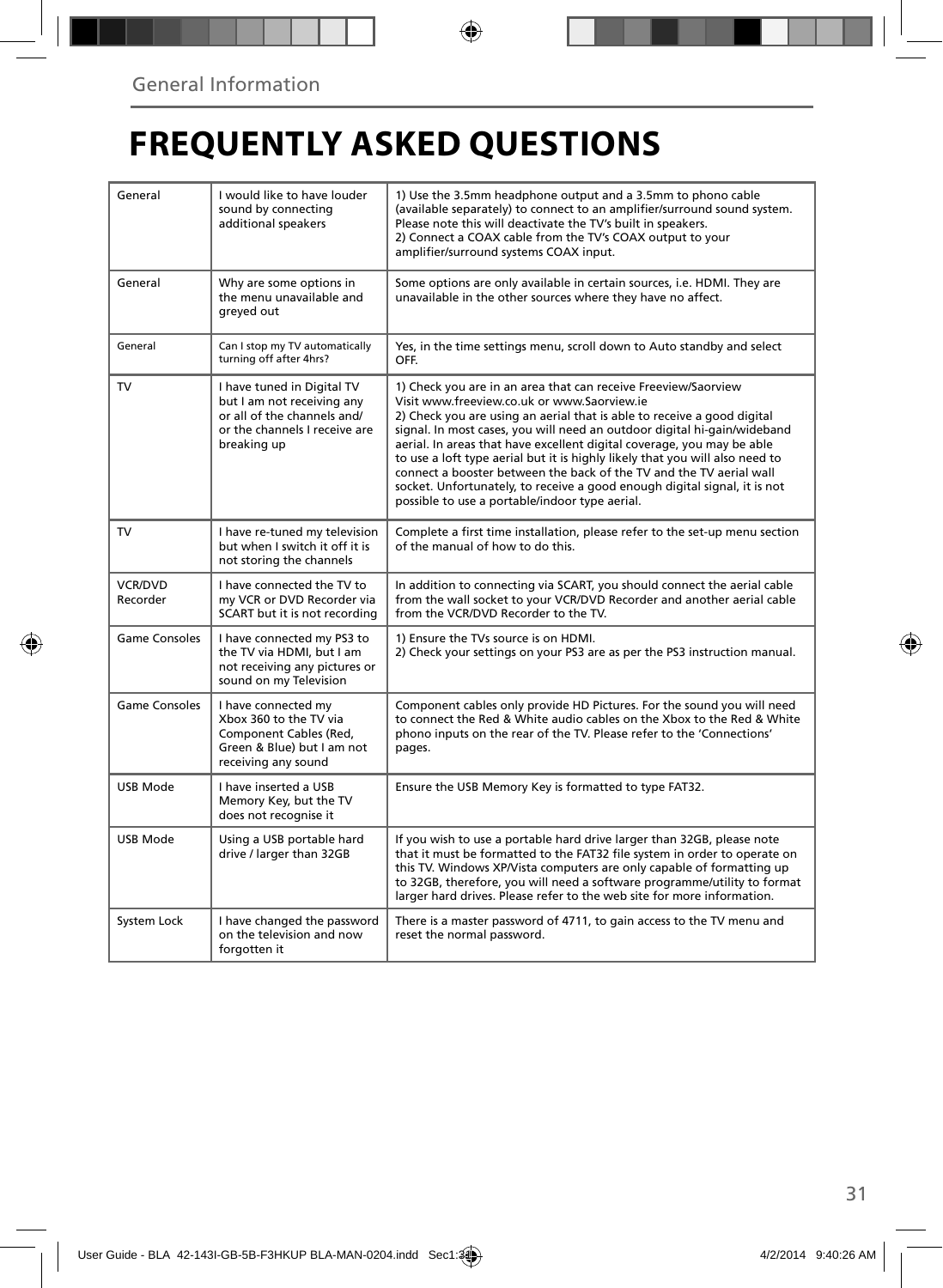General Information

# FREQUENTLY ASKED QUESTIONS

| | | |
|---|---|---|
| General | I would like to have louder sound by connecting additional speakers | 1) Use the 3.5mm headphone output and a 3.5mm to phono cable (available separately) to connect to an amplifier/surround sound system. Please note this will deactivate the TV's built in speakers.<br>2) Connect a COAX cable from the TV's COAX output to your amplifier/surround systems COAX input. |
| General | Why are some options in the menu unavailable and greyed out | Some options are only available in certain sources, i.e. HDMI. They are unavailable in the other sources where they have no affect. |
| General | Can I stop my TV automatically turning off after 4hrs? | Yes, in the time settings menu, scroll down to Auto standby and select OFF. |
| TV | I have tuned in Digital TV but I am not receiving any or all of the channels and/or the channels I receive are breaking up | 1) Check you are in an area that can receive Freeview/Saorview Visit www.freeview.co.uk or www.Saorview.ie<br>2) Check you are using an aerial that is able to receive a good digital signal. In most cases, you will need an outdoor digital hi-gain/wideband aerial. In areas that have excellent digital coverage, you may be able to use a loft type aerial but it is highly likely that you will also need to connect a booster between the back of the TV and the TV aerial wall socket. Unfortunately, to receive a good enough digital signal, it is not possible to use a portable/indoor type aerial. |
| TV | I have re-tuned my television but when I switch it off it is not storing the channels | Complete a first time installation, please refer to the set-up menu section of the manual of how to do this. |
| VCR/DVD Recorder | I have connected the TV to my VCR or DVD Recorder via SCART but it is not recording | In addition to connecting via SCART, you should connect the aerial cable from the wall socket to your VCR/DVD Recorder and another aerial cable from the VCR/DVD Recorder to the TV. |
| Game Consoles | I have connected my PS3 to the TV via HDMI, but I am not receiving any pictures or sound on my Television | 1) Ensure the TVs source is on HDMI.<br>2) Check your settings on your PS3 are as per the PS3 instruction manual. |
| Game Consoles | I have connected my Xbox 360 to the TV via Component Cables (Red, Green & Blue) but I am not receiving any sound | Component cables only provide HD Pictures. For the sound you will need to connect the Red & White audio cables on the Xbox to the Red & White phono inputs on the rear of the TV. Please refer to the 'Connections' pages. |
| USB Mode | I have inserted a USB Memory Key, but the TV does not recognise it | Ensure the USB Memory Key is formatted to type FAT32. |
| USB Mode | Using a USB portable hard drive / larger than 32GB | If you wish to use a portable hard drive larger than 32GB, please note that it must be formatted to the FAT32 file system in order to operate on this TV. Windows XP/Vista computers are only capable of formatting up to 32GB, therefore, you will need a software programme/utility to format larger hard drives. Please refer to the web site for more information. |
| System Lock | I have changed the password on the television and now forgotten it | There is a master password of 4711, to gain access to the TV menu and reset the normal password. |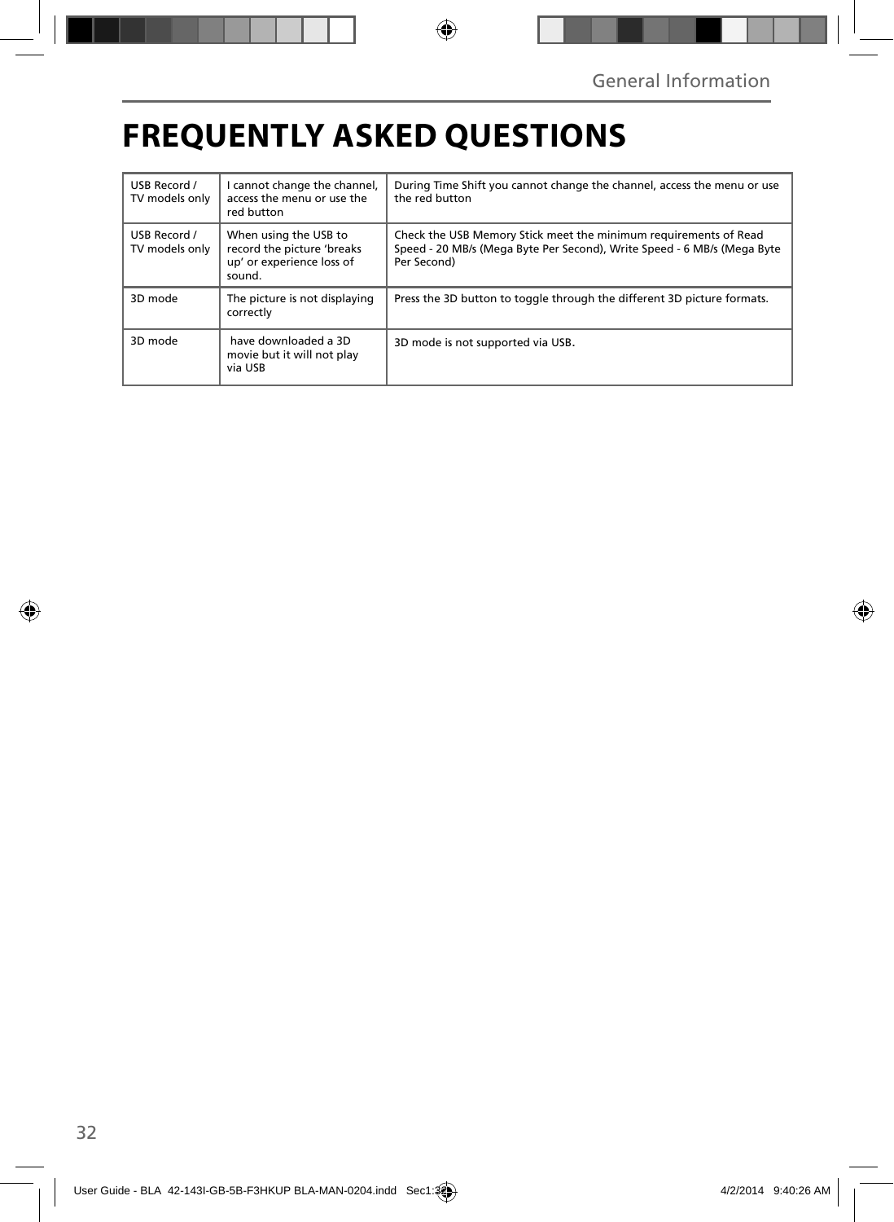# FREQUENTLY ASKED QUESTIONS

| | | |
|---|---|---|
| USB Record / TV models only | I cannot change the channel, access the menu or use the red button | During Time Shift you cannot change the channel, access the menu or use the red button |
| USB Record / TV models only | When using the USB to record the picture 'breaks up' or experience loss of sound. | Check the USB Memory Stick meet the minimum requirements of Read Speed - 20 MB/s (Mega Byte Per Second), Write Speed - 6 MB/s (Mega Byte Per Second) |
| 3D mode | The picture is not displaying correctly | Press the 3D button to toggle through the different 3D picture formats. |
| 3D mode | have downloaded a 3D movie but it will not play via USB | 3D mode is not supported via USB. |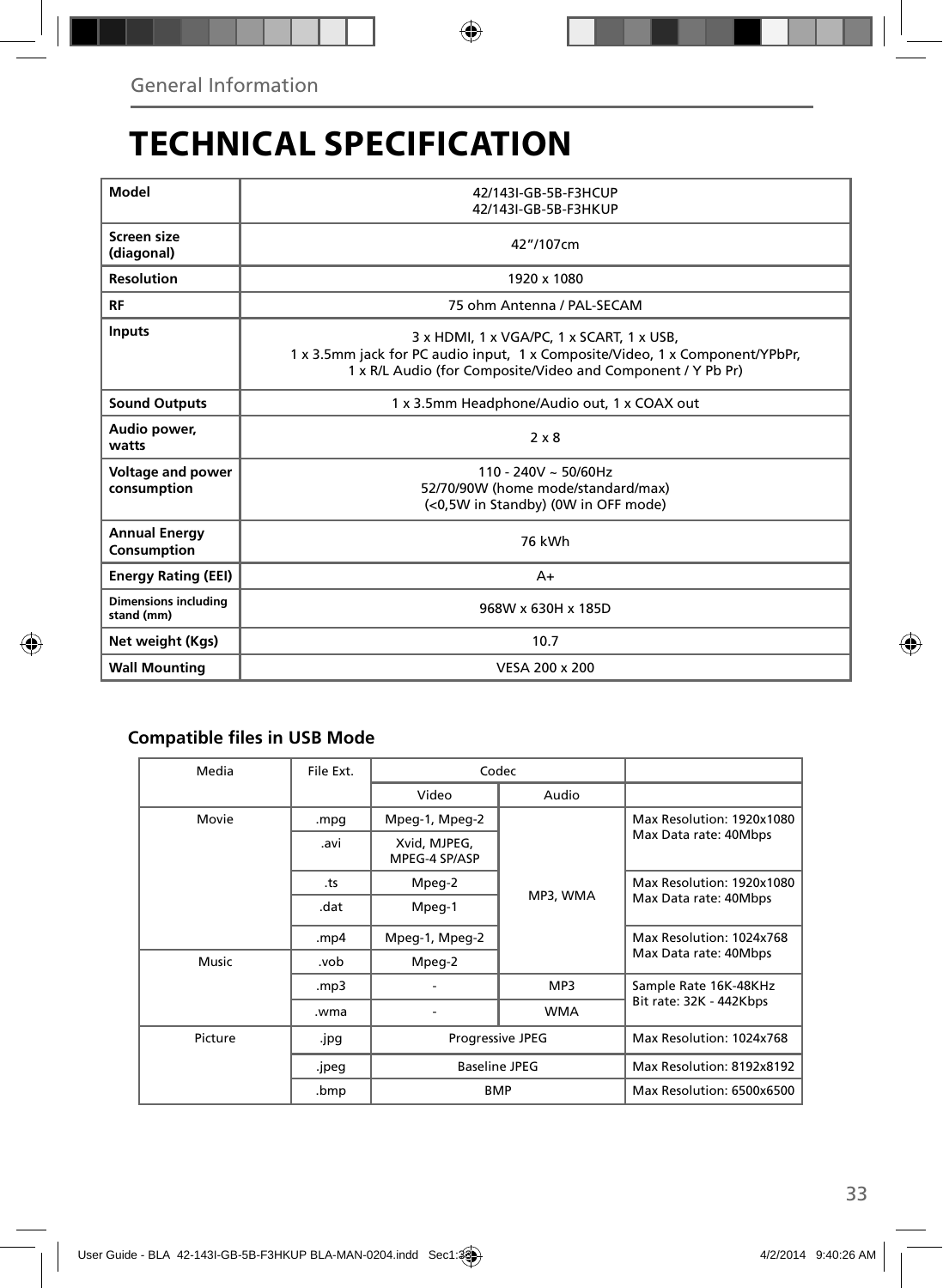General Information

# TECHNICAL SPECIFICATION

| Model | 42/143I-GB-5B-F3HCUP<br>42/143I-GB-5B-F3HKUP |
|---|---|
| Screen size (diagonal) | 42"/107cm |
| Resolution | 1920 x 1080 |
| RF | 75 ohm Antenna / PAL-SECAM |
| Inputs | 3 x HDMI, 1 x VGA/PC, 1 x SCART, 1 x USB,<br>1 x 3.5mm jack for PC audio input, 1 x Composite/Video, 1 x Component/YPbPr,<br>1 x R/L Audio (for Composite/Video and Component / Y Pb Pr) |
| Sound Outputs | 1 x 3.5mm Headphone/Audio out, 1 x COAX out |
| Audio power, watts | 2 x 8 |
| Voltage and power consumption | 110 - 240V ~ 50/60Hz<br>52/70/90W (home mode/standard/max)<br>(<0,5W in Standby) (0W in OFF mode) |
| Annual Energy Consumption | 76 kWh |
| Energy Rating (EEI) | A+ |
| Dimensions including stand (mm) | 968W x 630H x 185D |
| Net weight (Kgs) | 10.7 |
| Wall Mounting | VESA 200 x 200 |

### Compatible files in USB Mode

| Media | File Ext. | Codec | | |
|---|---|---|---|---|
| | | Video | Audio | |
| Movie | .mpg | Mpeg-1, Mpeg-2 | MP3, WMA | Max Resolution: 1920x1080<br>Max Data rate: 40Mbps |
| | .avi | Xvid, MJPEG, MPEG-4 SP/ASP | | |
| | .ts | Mpeg-2 | | Max Resolution: 1920x1080<br>Max Data rate: 40Mbps |
| | .dat | Mpeg-1 | | |
| | .mp4 | Mpeg-1, Mpeg-2 | | Max Resolution: 1024x768<br>Max Data rate: 40Mbps |
| Music | .vob | Mpeg-2 | | |
| | .mp3 | - | MP3 | Sample Rate 16K-48KHz<br>Bit rate: 32K - 442Kbps |
| | .wma | - | WMA | |
| Picture | .jpg | Progressive JPEG | | Max Resolution: 1024x768 |
| | .jpeg | Baseline JPEG | | Max Resolution: 8192x8192 |
| | .bmp | BMP | | Max Resolution: 6500x6500 |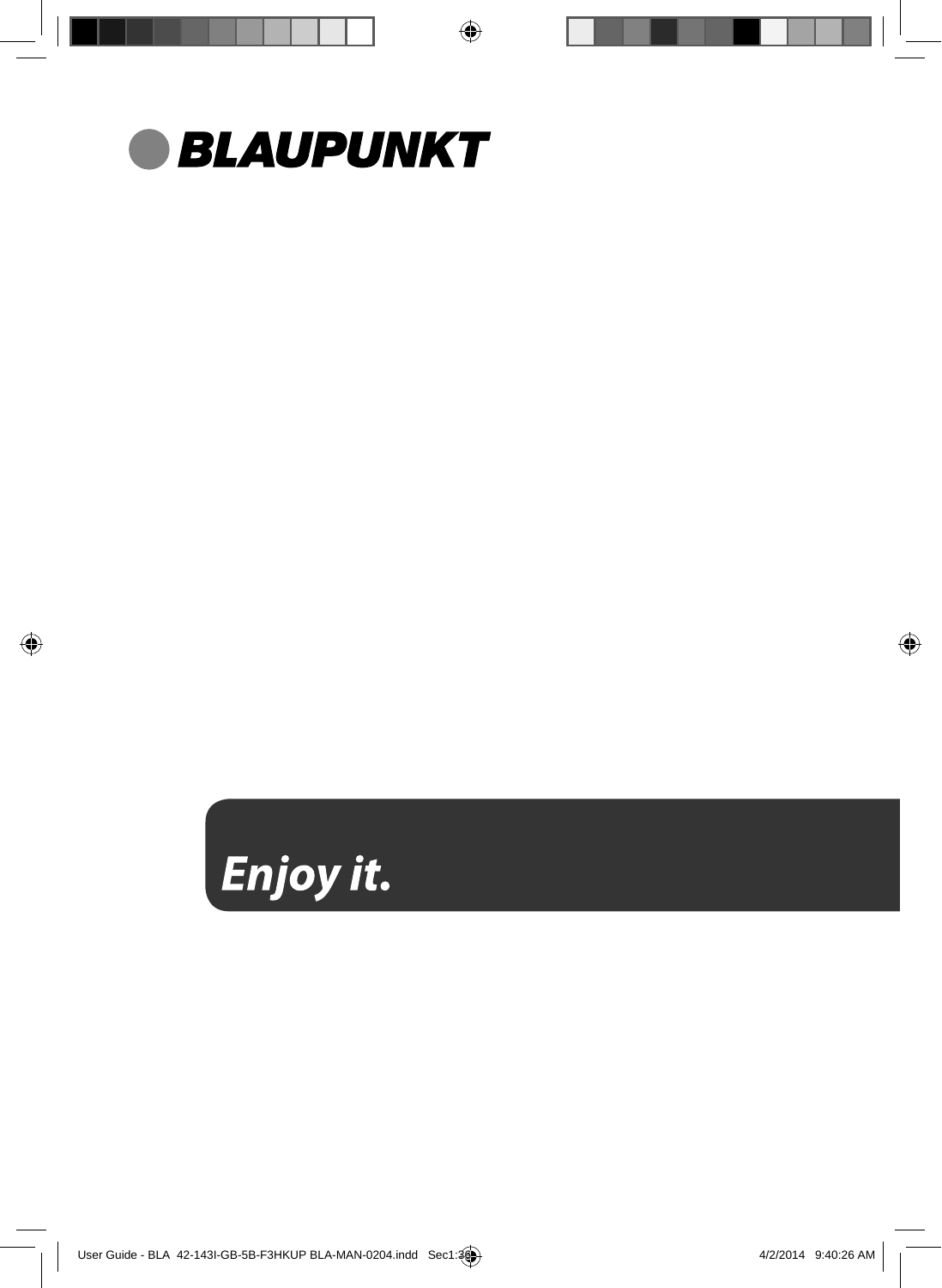BLAUPUNKT

Enjoy it.